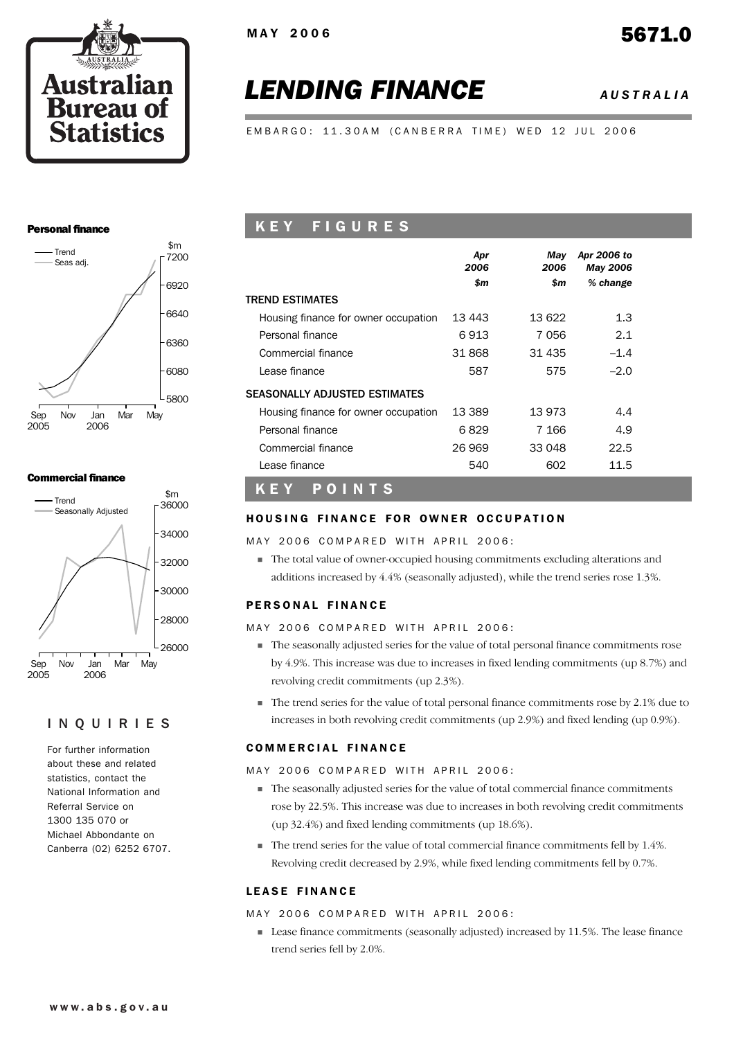MAY 2006

5671.0

# LENDING FINANCE

*AUSTRALIA*

EMBARGO: 11.30AM (CANBERRA TIME) WED 12 JUL 2006

Australian Bureau of Statistics

## KEY FIGURES

| | Apr 2006 | May 2006 | Apr 2006 to May 2006 |
|---|---|---|---|
| | $m | $m | % change |
| **TREND ESTIMATES** | | | |
| Housing finance for owner occupation | 13 443 | 13 622 | 1.3 |
| Personal finance | 6 913 | 7 056 | 2.1 |
| Commercial finance | 31 868 | 31 435 | –1.4 |
| Lease finance | 587 | 575 | –2.0 |
| **SEASONALLY ADJUSTED ESTIMATES** | | | |
| Housing finance for owner occupation | 13 389 | 13 973 | 4.4 |
| Personal finance | 6 829 | 7 166 | 4.9 |
| Commercial finance | 26 969 | 33 048 | 22.5 |
| Lease finance | 540 | 602 | 11.5 |

## KEY POINTS

### HOUSING FINANCE FOR OWNER OCCUPATION

MAY 2006 COMPARED WITH APRIL 2006:

- The total value of owner-occupied housing commitments excluding alterations and additions increased by 4.4% (seasonally adjusted), while the trend series rose 1.3%.

### PERSONAL FINANCE

MAY 2006 COMPARED WITH APRIL 2006:

- The seasonally adjusted series for the value of total personal finance commitments rose by 4.9%. This increase was due to increases in fixed lending commitments (up 8.7%) and revolving credit commitments (up 2.3%).
- The trend series for the value of total personal finance commitments rose by 2.1% due to increases in both revolving credit commitments (up 2.9%) and fixed lending (up 0.9%).

### COMMERCIAL FINANCE

MAY 2006 COMPARED WITH APRIL 2006:

- The seasonally adjusted series for the value of total commercial finance commitments rose by 22.5%. This increase was due to increases in both revolving credit commitments (up 32.4%) and fixed lending commitments (up 18.6%).
- The trend series for the value of total commercial finance commitments fell by 1.4%. Revolving credit decreased by 2.9%, while fixed lending commitments fell by 0.7%.

### LEASE FINANCE

MAY 2006 COMPARED WITH APRIL 2006:

- Lease finance commitments (seasonally adjusted) increased by 11.5%. The lease finance trend series fell by 2.0%.

**Personal finance**

**Commercial finance**

## INQUIRIES

For further information about these and related statistics, contact the National Information and Referral Service on 1300 135 070 or Michael Abbondante on Canberra (02) 6252 6707.

www.abs.gov.au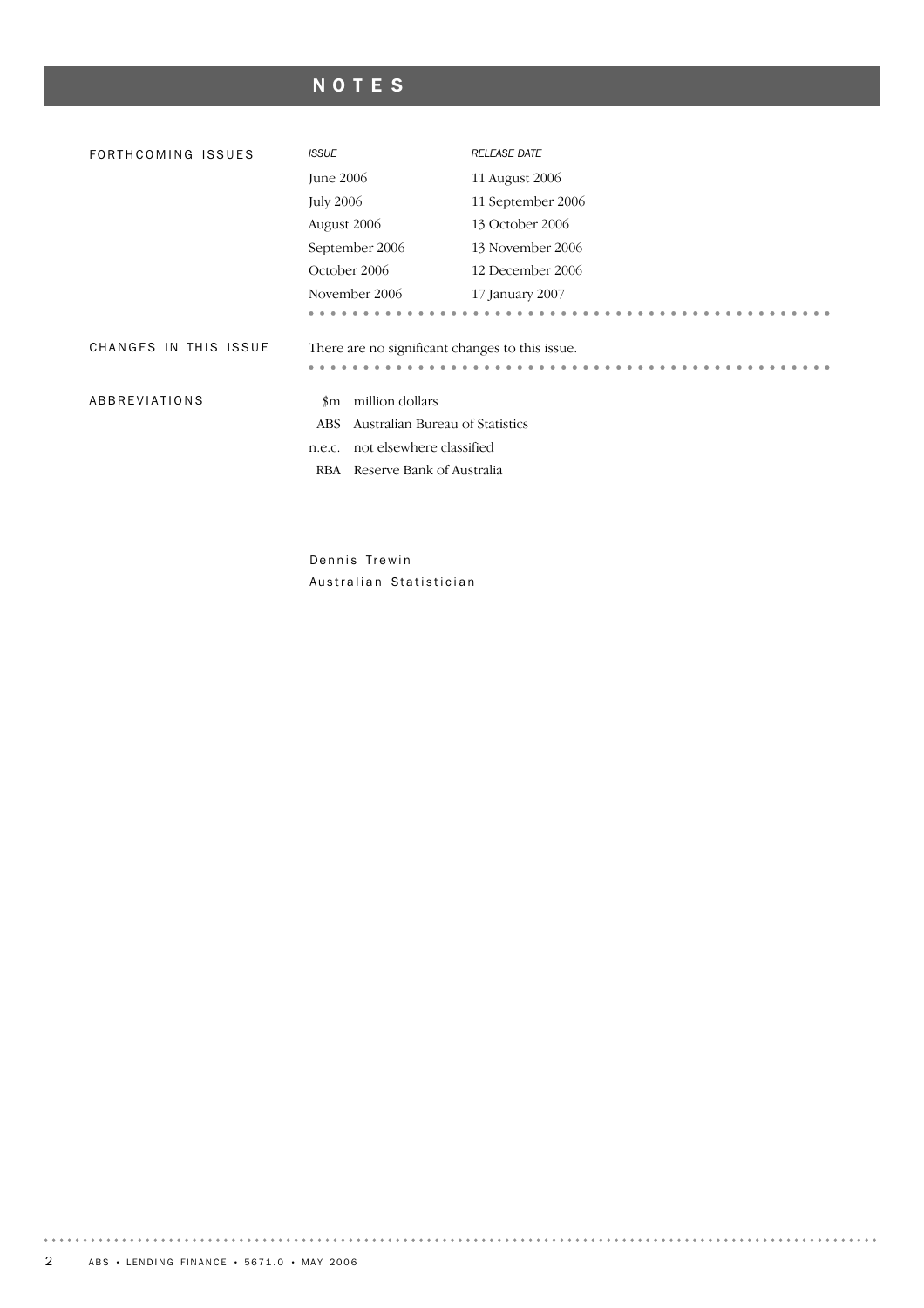# NOTES

## FORTHCOMING ISSUES

| *ISSUE* | *RELEASE DATE* |
| --- | --- |
| June 2006 | 11 August 2006 |
| July 2006 | 11 September 2006 |
| August 2006 | 13 October 2006 |
| September 2006 | 13 November 2006 |
| October 2006 | 12 December 2006 |
| November 2006 | 17 January 2007 |

## CHANGES IN THIS ISSUE

There are no significant changes to this issue.

## ABBREVIATIONS

| | |
| --- | --- |
| $m | million dollars |
| ABS | Australian Bureau of Statistics |
| n.e.c. | not elsewhere classified |
| RBA | Reserve Bank of Australia |

Dennis Trewin
Australian Statistician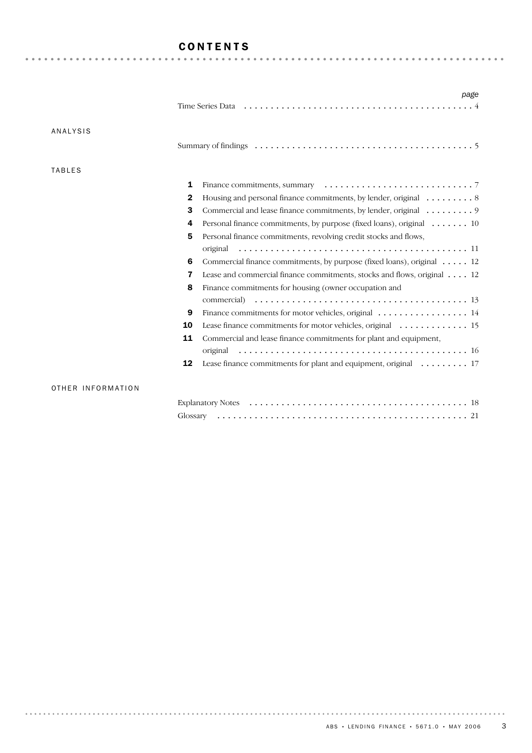# CONTENTS

| | | page |
|---|---|---|
| | Time Series Data | 4 |

## ANALYSIS

| | | page |
|---|---|---|
| | Summary of findings | 5 |

## TABLES

| | | page |
|---|---|---|
| **1** | Finance commitments, summary | 7 |
| **2** | Housing and personal finance commitments, by lender, original | 8 |
| **3** | Commercial and lease finance commitments, by lender, original | 9 |
| **4** | Personal finance commitments, by purpose (fixed loans), original | 10 |
| **5** | Personal finance commitments, revolving credit stocks and flows, original | 11 |
| **6** | Commercial finance commitments, by purpose (fixed loans), original | 12 |
| **7** | Lease and commercial finance commitments, stocks and flows, original | 12 |
| **8** | Finance commitments for housing (owner occupation and commercial) | 13 |
| **9** | Finance commitments for motor vehicles, original | 14 |
| **10** | Lease finance commitments for motor vehicles, original | 15 |
| **11** | Commercial and lease finance commitments for plant and equipment, original | 16 |
| **12** | Lease finance commitments for plant and equipment, original | 17 |

## OTHER INFORMATION

| | | page |
|---|---|---|
| | Explanatory Notes | 18 |
| | Glossary | 21 |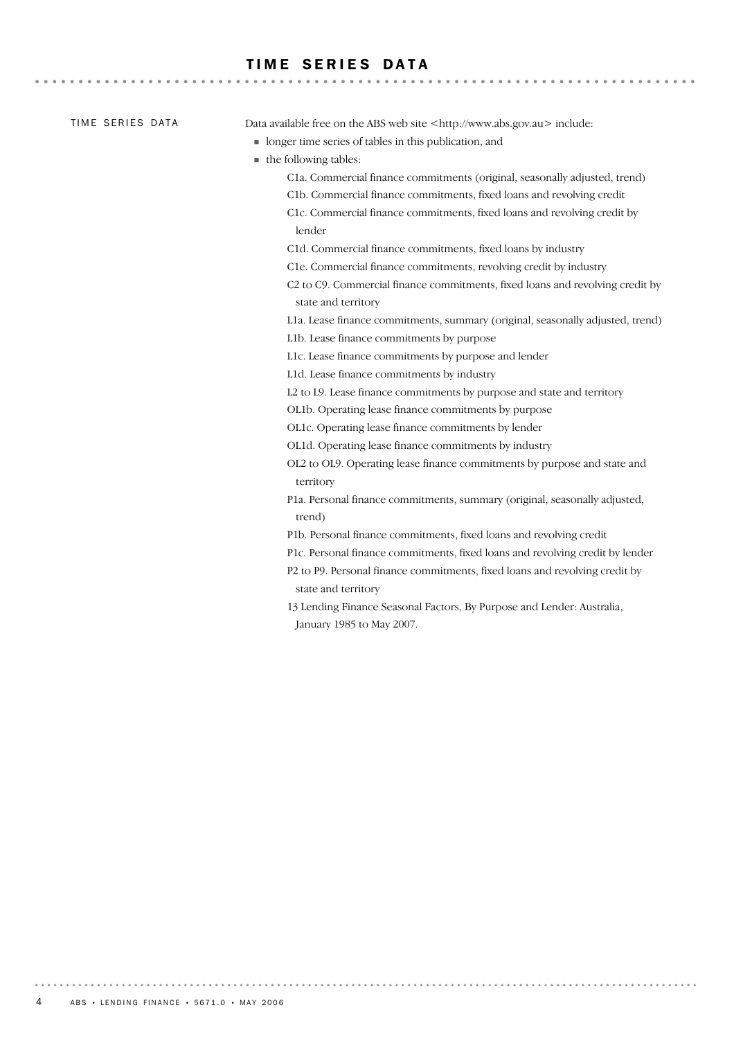# TIME SERIES DATA

TIME SERIES DATA

Data available free on the ABS web site <http://www.abs.gov.au> include:

- longer time series of tables in this publication, and
- the following tables:
  - C1a. Commercial finance commitments (original, seasonally adjusted, trend)
  - C1b. Commercial finance commitments, fixed loans and revolving credit
  - C1c. Commercial finance commitments, fixed loans and revolving credit by lender
  - C1d. Commercial finance commitments, fixed loans by industry
  - C1e. Commercial finance commitments, revolving credit by industry
  - C2 to C9. Commercial finance commitments, fixed loans and revolving credit by state and territory
  - L1a. Lease finance commitments, summary (original, seasonally adjusted, trend)
  - L1b. Lease finance commitments by purpose
  - L1c. Lease finance commitments by purpose and lender
  - L1d. Lease finance commitments by industry
  - L2 to L9. Lease finance commitments by purpose and state and territory
  - OL1b. Operating lease finance commitments by purpose
  - OL1c. Operating lease finance commitments by lender
  - OL1d. Operating lease finance commitments by industry
  - OL2 to OL9. Operating lease finance commitments by purpose and state and territory
  - P1a. Personal finance commitments, summary (original, seasonally adjusted, trend)
  - P1b. Personal finance commitments, fixed loans and revolving credit
  - P1c. Personal finance commitments, fixed loans and revolving credit by lender
  - P2 to P9. Personal finance commitments, fixed loans and revolving credit by state and territory
  - 13 Lending Finance Seasonal Factors, By Purpose and Lender: Australia, January 1985 to May 2007.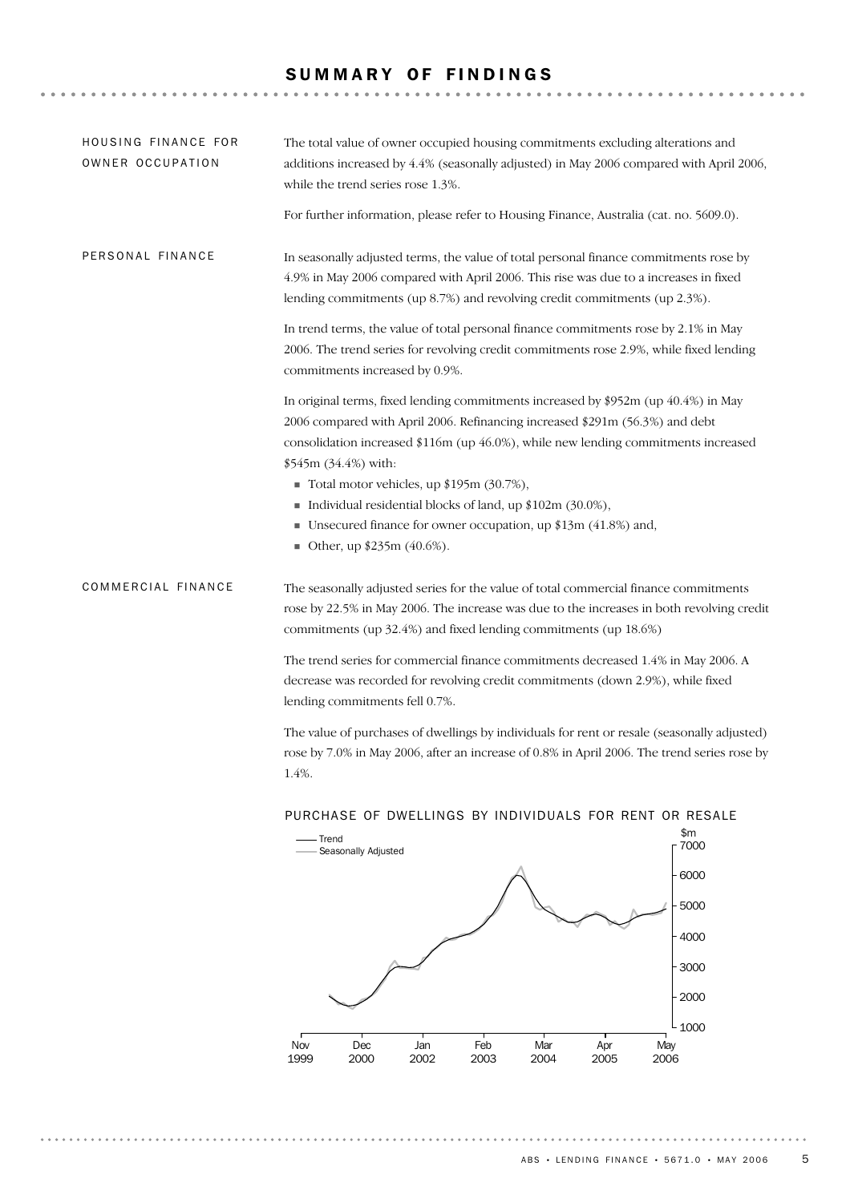# SUMMARY OF FINDINGS

## HOUSING FINANCE FOR OWNER OCCUPATION

The total value of owner occupied housing commitments excluding alterations and additions increased by 4.4% (seasonally adjusted) in May 2006 compared with April 2006, while the trend series rose 1.3%.

For further information, please refer to Housing Finance, Australia (cat. no. 5609.0).

## PERSONAL FINANCE

In seasonally adjusted terms, the value of total personal finance commitments rose by 4.9% in May 2006 compared with April 2006. This rise was due to a increases in fixed lending commitments (up 8.7%) and revolving credit commitments (up 2.3%).

In trend terms, the value of total personal finance commitments rose by 2.1% in May 2006. The trend series for revolving credit commitments rose 2.9%, while fixed lending commitments increased by 0.9%.

In original terms, fixed lending commitments increased by $952m (up 40.4%) in May 2006 compared with April 2006. Refinancing increased $291m (56.3%) and debt consolidation increased $116m (up 46.0%), while new lending commitments increased $545m (34.4%) with:

- Total motor vehicles, up $195m (30.7%),
- Individual residential blocks of land, up $102m (30.0%),
- Unsecured finance for owner occupation, up $13m (41.8%) and,
- Other, up $235m (40.6%).

## COMMERCIAL FINANCE

The seasonally adjusted series for the value of total commercial finance commitments rose by 22.5% in May 2006. The increase was due to the increases in both revolving credit commitments (up 32.4%) and fixed lending commitments (up 18.6%)

The trend series for commercial finance commitments decreased 1.4% in May 2006. A decrease was recorded for revolving credit commitments (down 2.9%), while fixed lending commitments fell 0.7%.

The value of purchases of dwellings by individuals for rent or resale (seasonally adjusted) rose by 7.0% in May 2006, after an increase of 0.8% in April 2006. The trend series rose by 1.4%.

PURCHASE OF DWELLINGS BY INDIVIDUALS FOR RENT OR RESALE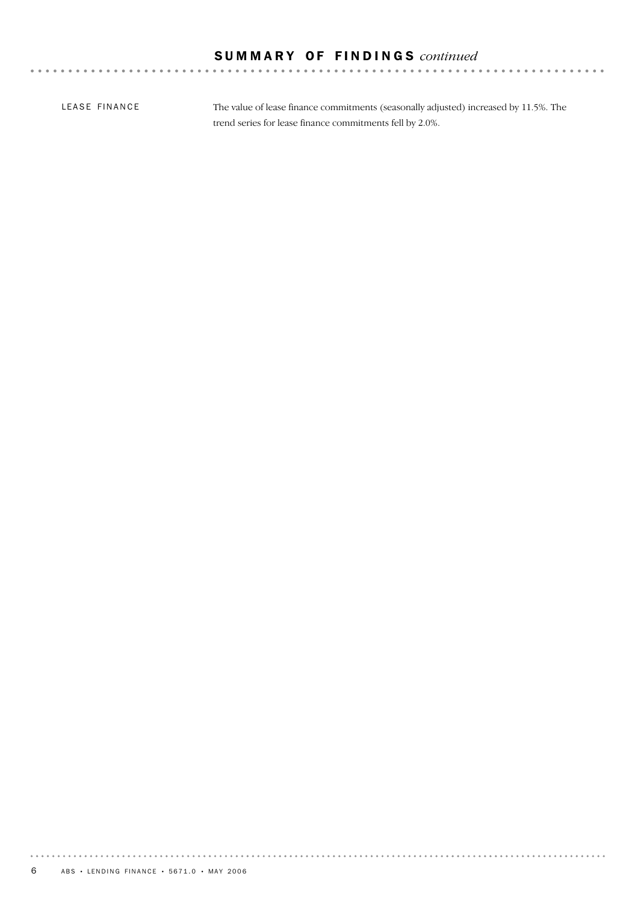## SUMMARY OF FINDINGS *continued*

LEASE FINANCE

The value of lease finance commitments (seasonally adjusted) increased by 11.5%. The trend series for lease finance commitments fell by 2.0%.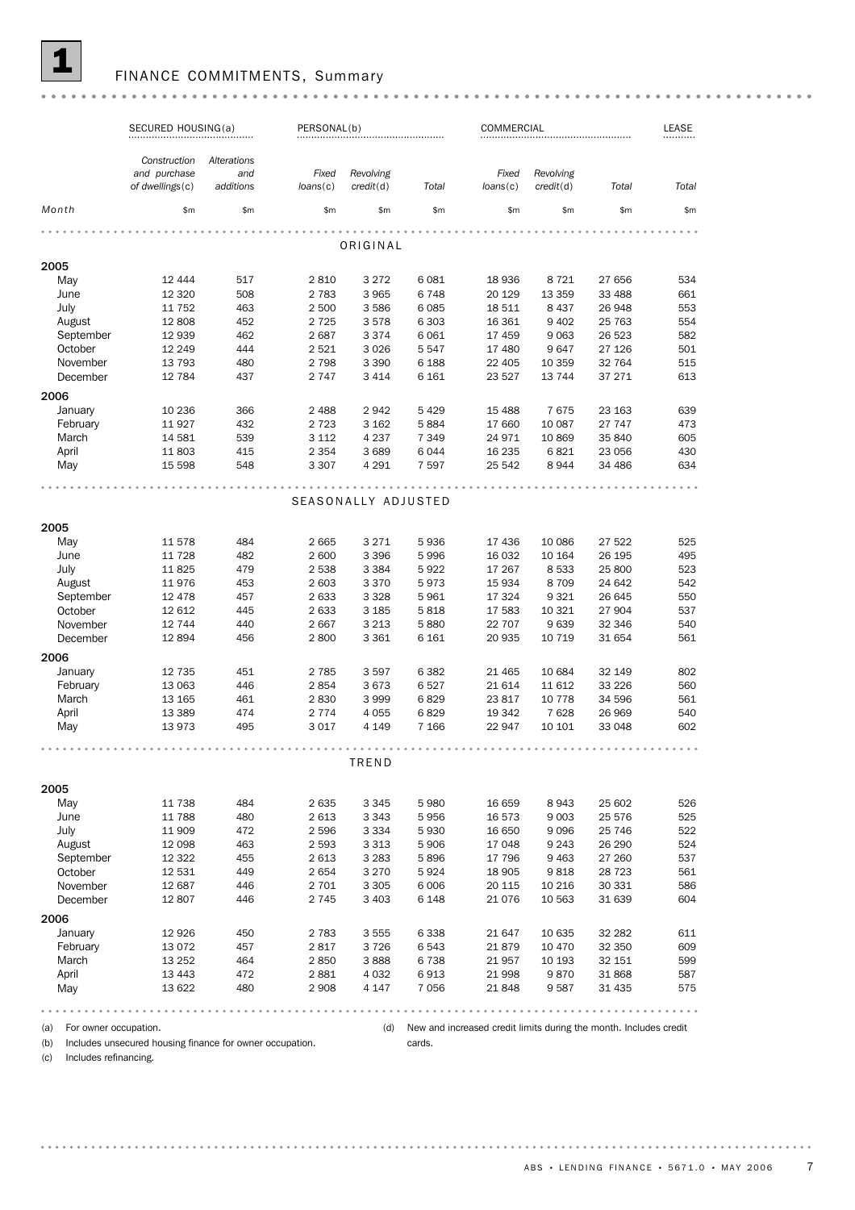# 1 FINANCE COMMITMENTS, Summary

| | SECURED HOUSING(a) | | PERSONAL(b) | | | COMMERCIAL | | | LEASE |
|---|---|---|---|---|---|---|---|---|---|
| | *Construction and purchase of dwellings*(c) | *Alterations and additions* | *Fixed loans*(c) | *Revolving credit*(d) | *Total* | *Fixed loans*(c) | *Revolving credit*(d) | *Total* | *Total* |
| *Month* | $m | $m | $m | $m | $m | $m | $m | $m | $m |
| | | | | ORIGINAL | | | | | |
| **2005** | | | | | | | | | |
| May | 12 444 | 517 | 2 810 | 3 272 | 6 081 | 18 936 | 8 721 | 27 656 | 534 |
| June | 12 320 | 508 | 2 783 | 3 965 | 6 748 | 20 129 | 13 359 | 33 488 | 661 |
| July | 11 752 | 463 | 2 500 | 3 586 | 6 085 | 18 511 | 8 437 | 26 948 | 553 |
| August | 12 808 | 452 | 2 725 | 3 578 | 6 303 | 16 361 | 9 402 | 25 763 | 554 |
| September | 12 939 | 462 | 2 687 | 3 374 | 6 061 | 17 459 | 9 063 | 26 523 | 582 |
| October | 12 249 | 444 | 2 521 | 3 026 | 5 547 | 17 480 | 9 647 | 27 126 | 501 |
| November | 13 793 | 480 | 2 798 | 3 390 | 6 188 | 22 405 | 10 359 | 32 764 | 515 |
| December | 12 784 | 437 | 2 747 | 3 414 | 6 161 | 23 527 | 13 744 | 37 271 | 613 |
| **2006** | | | | | | | | | |
| January | 10 236 | 366 | 2 488 | 2 942 | 5 429 | 15 488 | 7 675 | 23 163 | 639 |
| February | 11 927 | 432 | 2 723 | 3 162 | 5 884 | 17 660 | 10 087 | 27 747 | 473 |
| March | 14 581 | 539 | 3 112 | 4 237 | 7 349 | 24 971 | 10 869 | 35 840 | 605 |
| April | 11 803 | 415 | 2 354 | 3 689 | 6 044 | 16 235 | 6 821 | 23 056 | 430 |
| May | 15 598 | 548 | 3 307 | 4 291 | 7 597 | 25 542 | 8 944 | 34 486 | 634 |
| | | | | SEASONALLY ADJUSTED | | | | | |
| **2005** | | | | | | | | | |
| May | 11 578 | 484 | 2 665 | 3 271 | 5 936 | 17 436 | 10 086 | 27 522 | 525 |
| June | 11 728 | 482 | 2 600 | 3 396 | 5 996 | 16 032 | 10 164 | 26 195 | 495 |
| July | 11 825 | 479 | 2 538 | 3 384 | 5 922 | 17 267 | 8 533 | 25 800 | 523 |
| August | 11 976 | 453 | 2 603 | 3 370 | 5 973 | 15 934 | 8 709 | 24 642 | 542 |
| September | 12 478 | 457 | 2 633 | 3 328 | 5 961 | 17 324 | 9 321 | 26 645 | 550 |
| October | 12 612 | 445 | 2 633 | 3 185 | 5 818 | 17 583 | 10 321 | 27 904 | 537 |
| November | 12 744 | 440 | 2 667 | 3 213 | 5 880 | 22 707 | 9 639 | 32 346 | 540 |
| December | 12 894 | 456 | 2 800 | 3 361 | 6 161 | 20 935 | 10 719 | 31 654 | 561 |
| **2006** | | | | | | | | | |
| January | 12 735 | 451 | 2 785 | 3 597 | 6 382 | 21 465 | 10 684 | 32 149 | 802 |
| February | 13 063 | 446 | 2 854 | 3 673 | 6 527 | 21 614 | 11 612 | 33 226 | 560 |
| March | 13 165 | 461 | 2 830 | 3 999 | 6 829 | 23 817 | 10 778 | 34 596 | 561 |
| April | 13 389 | 474 | 2 774 | 4 055 | 6 829 | 19 342 | 7 628 | 26 969 | 540 |
| May | 13 973 | 495 | 3 017 | 4 149 | 7 166 | 22 947 | 10 101 | 33 048 | 602 |
| | | | | TREND | | | | | |
| **2005** | | | | | | | | | |
| May | 11 738 | 484 | 2 635 | 3 345 | 5 980 | 16 659 | 8 943 | 25 602 | 526 |
| June | 11 788 | 480 | 2 613 | 3 343 | 5 956 | 16 573 | 9 003 | 25 576 | 525 |
| July | 11 909 | 472 | 2 596 | 3 334 | 5 930 | 16 650 | 9 096 | 25 746 | 522 |
| August | 12 098 | 463 | 2 593 | 3 313 | 5 906 | 17 048 | 9 243 | 26 290 | 524 |
| September | 12 322 | 455 | 2 613 | 3 283 | 5 896 | 17 796 | 9 463 | 27 260 | 537 |
| October | 12 531 | 449 | 2 654 | 3 270 | 5 924 | 18 905 | 9 818 | 28 723 | 561 |
| November | 12 687 | 446 | 2 701 | 3 305 | 6 006 | 20 115 | 10 216 | 30 331 | 586 |
| December | 12 807 | 446 | 2 745 | 3 403 | 6 148 | 21 076 | 10 563 | 31 639 | 604 |
| **2006** | | | | | | | | | |
| January | 12 926 | 450 | 2 783 | 3 555 | 6 338 | 21 647 | 10 635 | 32 282 | 611 |
| February | 13 072 | 457 | 2 817 | 3 726 | 6 543 | 21 879 | 10 470 | 32 350 | 609 |
| March | 13 252 | 464 | 2 850 | 3 888 | 6 738 | 21 957 | 10 193 | 32 151 | 599 |
| April | 13 443 | 472 | 2 881 | 4 032 | 6 913 | 21 998 | 9 870 | 31 868 | 587 |
| May | 13 622 | 480 | 2 908 | 4 147 | 7 056 | 21 848 | 9 587 | 31 435 | 575 |

(a) For owner occupation.
(b) Includes unsecured housing finance for owner occupation.
(c) Includes refinancing.
(d) New and increased credit limits during the month. Includes credit cards.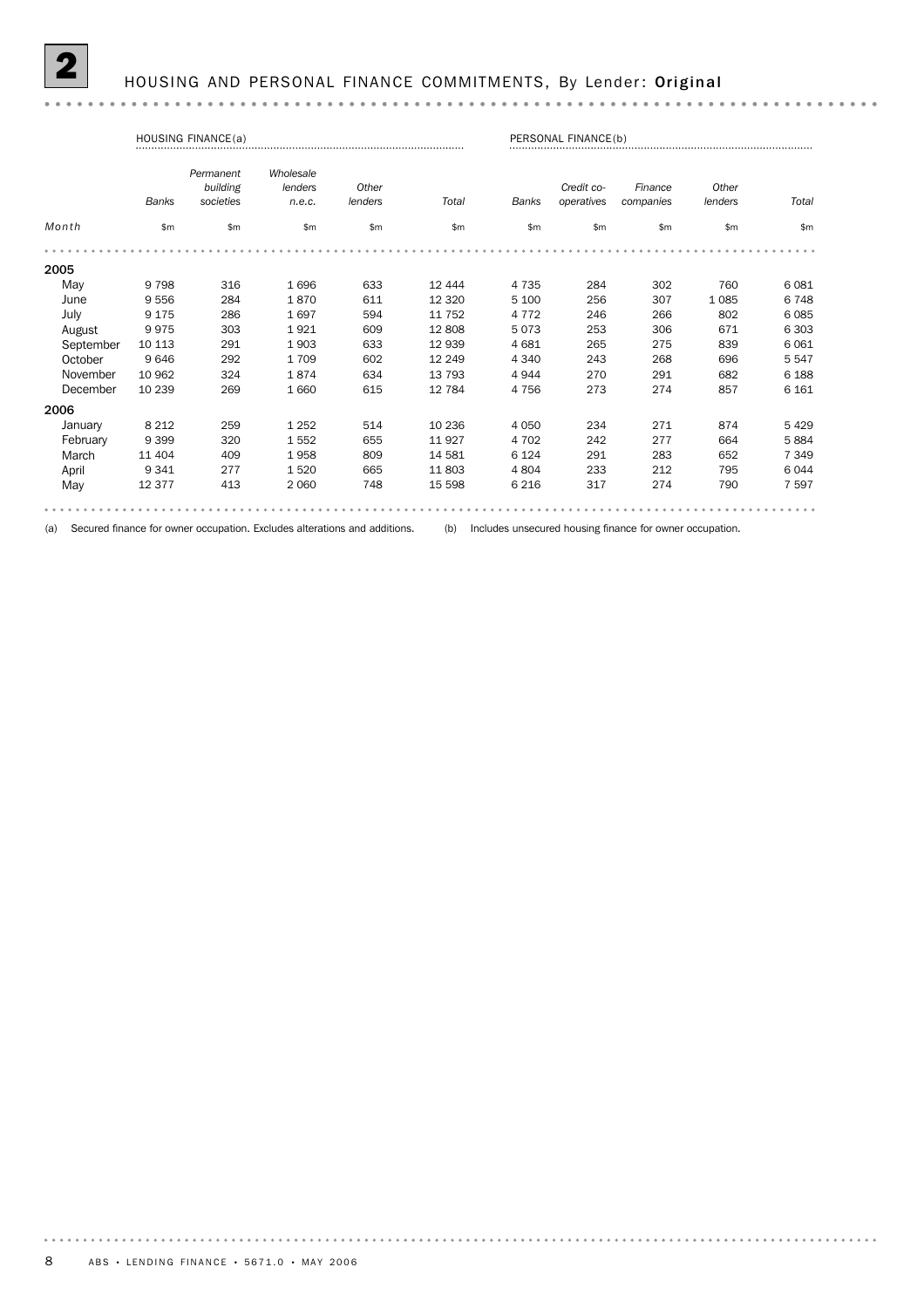# 2 HOUSING AND PERSONAL FINANCE COMMITMENTS, By Lender: **Original**

| | HOUSING FINANCE(a) | | | | | PERSONAL FINANCE(b) | | | | |
|---|---|---|---|---|---|---|---|---|---|---|
| | *Banks* | *Permanent building societies* | *Wholesale lenders n.e.c.* | *Other lenders* | *Total* | *Banks* | *Credit co-operatives* | *Finance companies* | *Other lenders* | *Total* |
| *Month* | $m | $m | $m | $m | $m | $m | $m | $m | $m | $m |
| **2005** | | | | | | | | | | |
| May | 9 798 | 316 | 1 696 | 633 | 12 444 | 4 735 | 284 | 302 | 760 | 6 081 |
| June | 9 556 | 284 | 1 870 | 611 | 12 320 | 5 100 | 256 | 307 | 1 085 | 6 748 |
| July | 9 175 | 286 | 1 697 | 594 | 11 752 | 4 772 | 246 | 266 | 802 | 6 085 |
| August | 9 975 | 303 | 1 921 | 609 | 12 808 | 5 073 | 253 | 306 | 671 | 6 303 |
| September | 10 113 | 291 | 1 903 | 633 | 12 939 | 4 681 | 265 | 275 | 839 | 6 061 |
| October | 9 646 | 292 | 1 709 | 602 | 12 249 | 4 340 | 243 | 268 | 696 | 5 547 |
| November | 10 962 | 324 | 1 874 | 634 | 13 793 | 4 944 | 270 | 291 | 682 | 6 188 |
| December | 10 239 | 269 | 1 660 | 615 | 12 784 | 4 756 | 273 | 274 | 857 | 6 161 |
| **2006** | | | | | | | | | | |
| January | 8 212 | 259 | 1 252 | 514 | 10 236 | 4 050 | 234 | 271 | 874 | 5 429 |
| February | 9 399 | 320 | 1 552 | 655 | 11 927 | 4 702 | 242 | 277 | 664 | 5 884 |
| March | 11 404 | 409 | 1 958 | 809 | 14 581 | 6 124 | 291 | 283 | 652 | 7 349 |
| April | 9 341 | 277 | 1 520 | 665 | 11 803 | 4 804 | 233 | 212 | 795 | 6 044 |
| May | 12 377 | 413 | 2 060 | 748 | 15 598 | 6 216 | 317 | 274 | 790 | 7 597 |

(a) Secured finance for owner occupation. Excludes alterations and additions.

(b) Includes unsecured housing finance for owner occupation.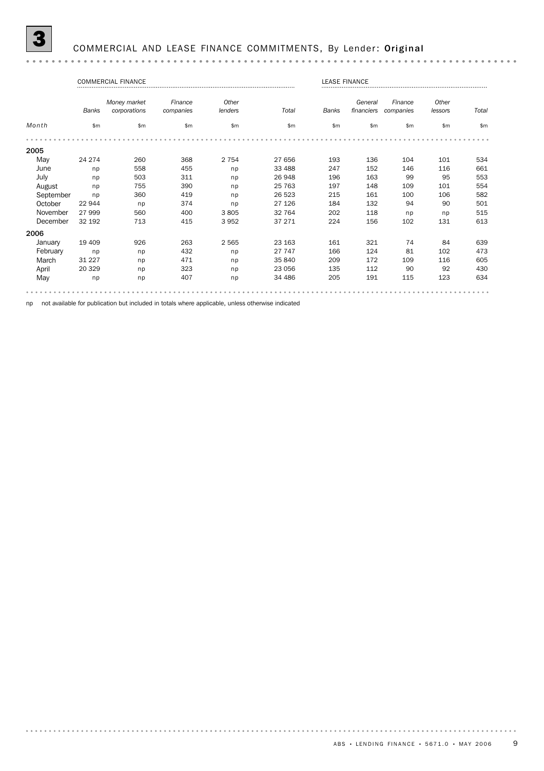# 3 COMMERCIAL AND LEASE FINANCE COMMITMENTS, By Lender: **Original**

| | COMMERCIAL FINANCE | | | | | LEASE FINANCE | | | | |
|---|---|---|---|---|---|---|---|---|---|---|
| | *Banks* | *Money market corporations* | *Finance companies* | *Other lenders* | *Total* | *Banks* | *General financiers* | *Finance companies* | *Other lessors* | *Total* |
| *Month* | $m | $m | $m | $m | $m | $m | $m | $m | $m | $m |
| **2005** | | | | | | | | | | |
| May | 24 274 | 260 | 368 | 2 754 | 27 656 | 193 | 136 | 104 | 101 | 534 |
| June | np | 558 | 455 | np | 33 488 | 247 | 152 | 146 | 116 | 661 |
| July | np | 503 | 311 | np | 26 948 | 196 | 163 | 99 | 95 | 553 |
| August | np | 755 | 390 | np | 25 763 | 197 | 148 | 109 | 101 | 554 |
| September | np | 360 | 419 | np | 26 523 | 215 | 161 | 100 | 106 | 582 |
| October | 22 944 | np | 374 | np | 27 126 | 184 | 132 | 94 | 90 | 501 |
| November | 27 999 | 560 | 400 | 3 805 | 32 764 | 202 | 118 | np | np | 515 |
| December | 32 192 | 713 | 415 | 3 952 | 37 271 | 224 | 156 | 102 | 131 | 613 |
| **2006** | | | | | | | | | | |
| January | 19 409 | 926 | 263 | 2 565 | 23 163 | 161 | 321 | 74 | 84 | 639 |
| February | np | np | 432 | np | 27 747 | 166 | 124 | 81 | 102 | 473 |
| March | 31 227 | np | 471 | np | 35 840 | 209 | 172 | 109 | 116 | 605 |
| April | 20 329 | np | 323 | np | 23 056 | 135 | 112 | 90 | 92 | 430 |
| May | np | np | 407 | np | 34 486 | 205 | 191 | 115 | 123 | 634 |

np not available for publication but included in totals where applicable, unless otherwise indicated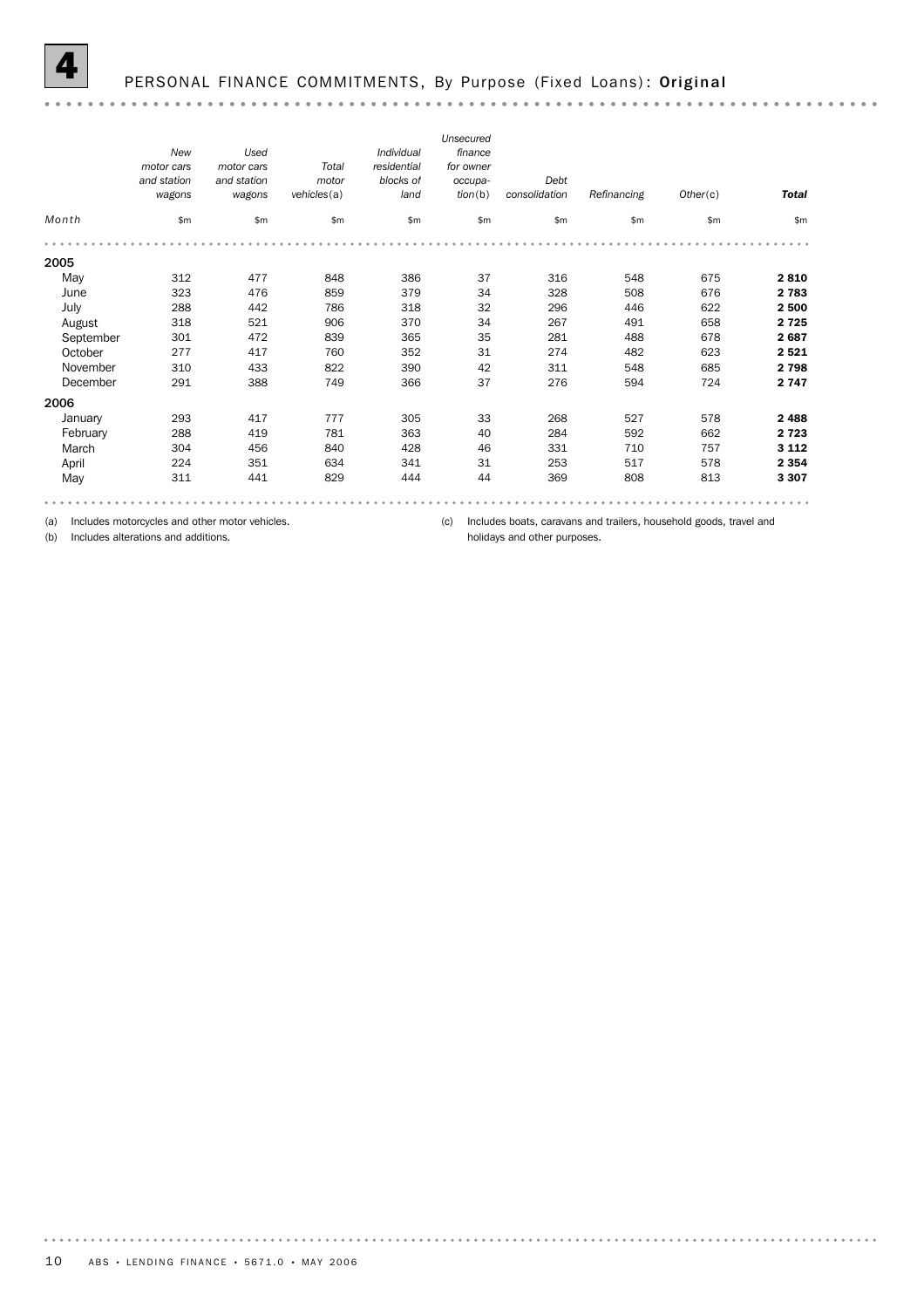# 4 PERSONAL FINANCE COMMITMENTS, By Purpose (Fixed Loans): **Original**

| Month | *New motor cars and station wagons* | *Used motor cars and station wagons* | *Total motor vehicles(a)* | *Individual residential blocks of land* | *Unsecured finance for owner occupation(b)* | *Debt consolidation* | *Refinancing* | *Other(c)* | ***Total*** |
|---|---|---|---|---|---|---|---|---|---|
| | $m | $m | $m | $m | $m | $m | $m | $m | $m |
| **2005** | | | | | | | | | |
| May | 312 | 477 | 848 | 386 | 37 | 316 | 548 | 675 | **2 810** |
| June | 323 | 476 | 859 | 379 | 34 | 328 | 508 | 676 | **2 783** |
| July | 288 | 442 | 786 | 318 | 32 | 296 | 446 | 622 | **2 500** |
| August | 318 | 521 | 906 | 370 | 34 | 267 | 491 | 658 | **2 725** |
| September | 301 | 472 | 839 | 365 | 35 | 281 | 488 | 678 | **2 687** |
| October | 277 | 417 | 760 | 352 | 31 | 274 | 482 | 623 | **2 521** |
| November | 310 | 433 | 822 | 390 | 42 | 311 | 548 | 685 | **2 798** |
| December | 291 | 388 | 749 | 366 | 37 | 276 | 594 | 724 | **2 747** |
| **2006** | | | | | | | | | |
| January | 293 | 417 | 777 | 305 | 33 | 268 | 527 | 578 | **2 488** |
| February | 288 | 419 | 781 | 363 | 40 | 284 | 592 | 662 | **2 723** |
| March | 304 | 456 | 840 | 428 | 46 | 331 | 710 | 757 | **3 112** |
| April | 224 | 351 | 634 | 341 | 31 | 253 | 517 | 578 | **2 354** |
| May | 311 | 441 | 829 | 444 | 44 | 369 | 808 | 813 | **3 307** |

(a) Includes motorcycles and other motor vehicles.

(b) Includes alterations and additions.

(c) Includes boats, caravans and trailers, household goods, travel and holidays and other purposes.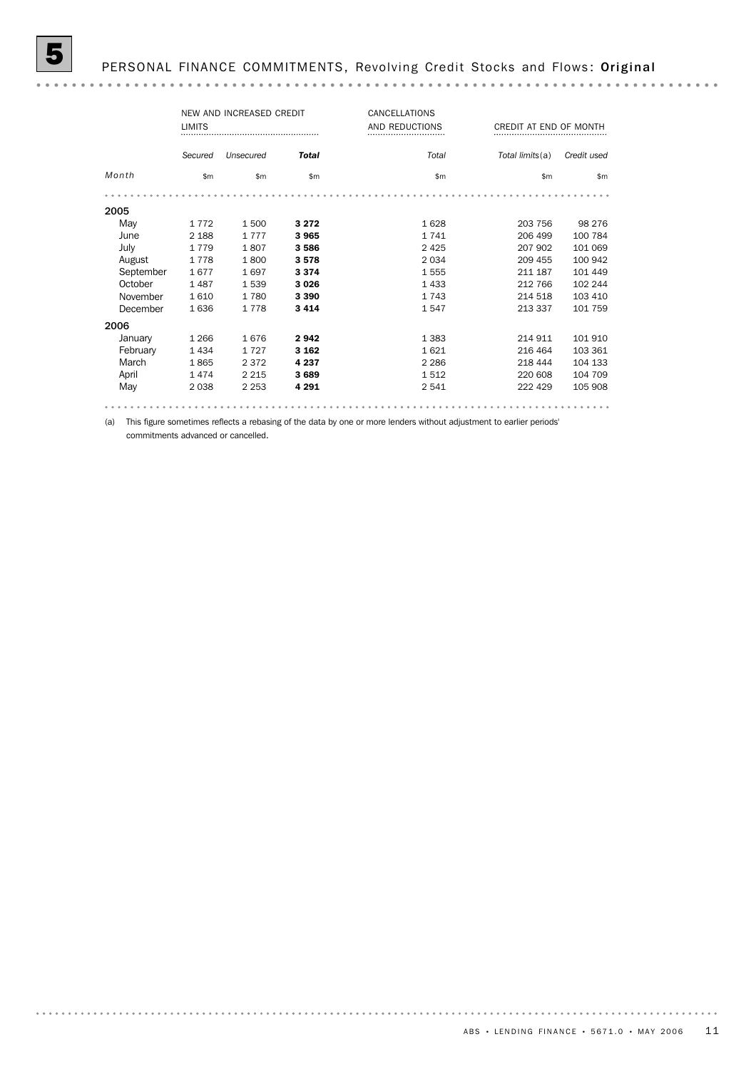# 5 PERSONAL FINANCE COMMITMENTS, Revolving Credit Stocks and Flows: **Original**

| | NEW AND INCREASED CREDIT LIMITS | | | CANCELLATIONS AND REDUCTIONS | CREDIT AT END OF MONTH | |
|---|---|---|---|---|---|---|
| | *Secured* | *Unsecured* | ***Total*** | *Total* | *Total limits*(a) | *Credit used* |
| *Month* | $m | $m | $m | $m | $m | $m |
| **2005** | | | | | | |
| May | 1 772 | 1 500 | **3 272** | 1 628 | 203 756 | 98 276 |
| June | 2 188 | 1 777 | **3 965** | 1 741 | 206 499 | 100 784 |
| July | 1 779 | 1 807 | **3 586** | 2 425 | 207 902 | 101 069 |
| August | 1 778 | 1 800 | **3 578** | 2 034 | 209 455 | 100 942 |
| September | 1 677 | 1 697 | **3 374** | 1 555 | 211 187 | 101 449 |
| October | 1 487 | 1 539 | **3 026** | 1 433 | 212 766 | 102 244 |
| November | 1 610 | 1 780 | **3 390** | 1 743 | 214 518 | 103 410 |
| December | 1 636 | 1 778 | **3 414** | 1 547 | 213 337 | 101 759 |
| **2006** | | | | | | |
| January | 1 266 | 1 676 | **2 942** | 1 383 | 214 911 | 101 910 |
| February | 1 434 | 1 727 | **3 162** | 1 621 | 216 464 | 103 361 |
| March | 1 865 | 2 372 | **4 237** | 2 286 | 218 444 | 104 133 |
| April | 1 474 | 2 215 | **3 689** | 1 512 | 220 608 | 104 709 |
| May | 2 038 | 2 253 | **4 291** | 2 541 | 222 429 | 105 908 |

(a) This figure sometimes reflects a rebasing of the data by one or more lenders without adjustment to earlier periods' commitments advanced or cancelled.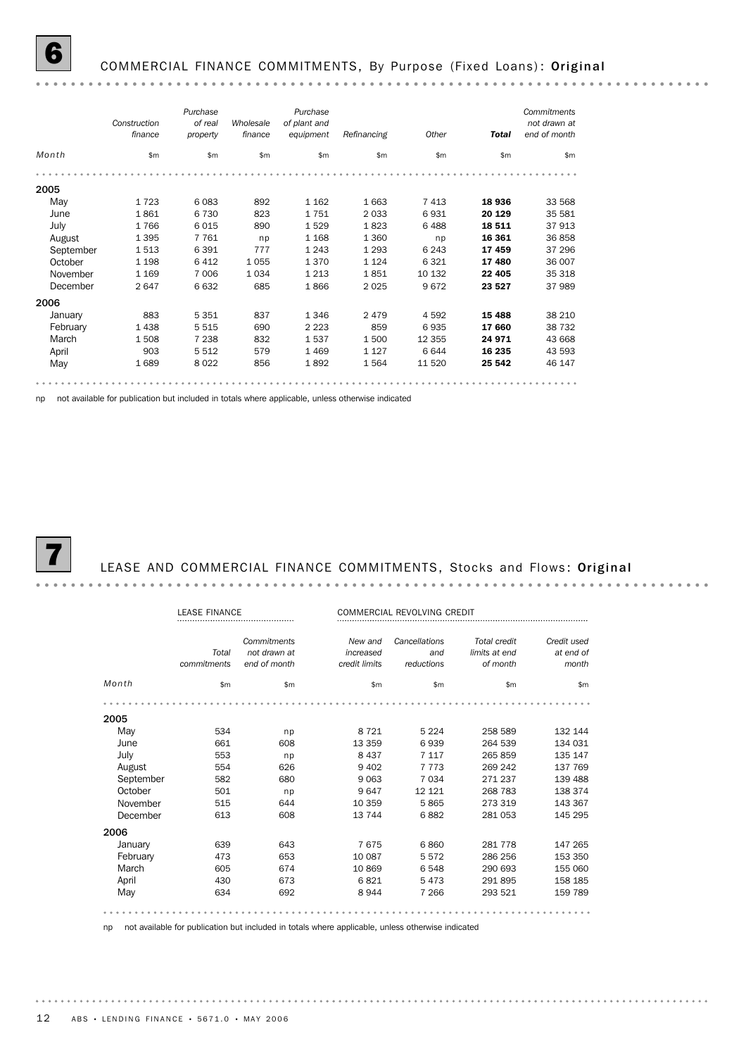## 6 COMMERCIAL FINANCE COMMITMENTS, By Purpose (Fixed Loans): Original

| Month | *Construction finance* | *Purchase of real property* | *Wholesale finance* | *Purchase of plant and equipment* | *Refinancing* | *Other* | ***Total*** | *Commitments not drawn at end of month* |
|---|---|---|---|---|---|---|---|---|
| | $m | $m | $m | $m | $m | $m | $m | $m |
| **2005** | | | | | | | | |
| May | 1 723 | 6 083 | 892 | 1 162 | 1 663 | 7 413 | **18 936** | 33 568 |
| June | 1 861 | 6 730 | 823 | 1 751 | 2 033 | 6 931 | **20 129** | 35 581 |
| July | 1 766 | 6 015 | 890 | 1 529 | 1 823 | 6 488 | **18 511** | 37 913 |
| August | 1 395 | 7 761 | np | 1 168 | 1 360 | np | **16 361** | 36 858 |
| September | 1 513 | 6 391 | 777 | 1 243 | 1 293 | 6 243 | **17 459** | 37 296 |
| October | 1 198 | 6 412 | 1 055 | 1 370 | 1 124 | 6 321 | **17 480** | 36 007 |
| November | 1 169 | 7 006 | 1 034 | 1 213 | 1 851 | 10 132 | **22 405** | 35 318 |
| December | 2 647 | 6 632 | 685 | 1 866 | 2 025 | 9 672 | **23 527** | 37 989 |
| **2006** | | | | | | | | |
| January | 883 | 5 351 | 837 | 1 346 | 2 479 | 4 592 | **15 488** | 38 210 |
| February | 1 438 | 5 515 | 690 | 2 223 | 859 | 6 935 | **17 660** | 38 732 |
| March | 1 508 | 7 238 | 832 | 1 537 | 1 500 | 12 355 | **24 971** | 43 668 |
| April | 903 | 5 512 | 579 | 1 469 | 1 127 | 6 644 | **16 235** | 43 593 |
| May | 1 689 | 8 022 | 856 | 1 892 | 1 564 | 11 520 | **25 542** | 46 147 |

np not available for publication but included in totals where applicable, unless otherwise indicated

## 7 LEASE AND COMMERCIAL FINANCE COMMITMENTS, Stocks and Flows: Original

| | LEASE FINANCE | | COMMERCIAL REVOLVING CREDIT | | | |
|---|---|---|---|---|---|---|
| Month | *Total commitments* | *Commitments not drawn at end of month* | *New and increased credit limits* | *Cancellations and reductions* | *Total credit limits at end of month* | *Credit used at end of month* |
| | $m | $m | $m | $m | $m | $m |
| **2005** | | | | | | |
| May | 534 | np | 8 721 | 5 224 | 258 589 | 132 144 |
| June | 661 | 608 | 13 359 | 6 939 | 264 539 | 134 031 |
| July | 553 | np | 8 437 | 7 117 | 265 859 | 135 147 |
| August | 554 | 626 | 9 402 | 7 773 | 269 242 | 137 769 |
| September | 582 | 680 | 9 063 | 7 034 | 271 237 | 139 488 |
| October | 501 | np | 9 647 | 12 121 | 268 783 | 138 374 |
| November | 515 | 644 | 10 359 | 5 865 | 273 319 | 143 367 |
| December | 613 | 608 | 13 744 | 6 882 | 281 053 | 145 295 |
| **2006** | | | | | | |
| January | 639 | 643 | 7 675 | 6 860 | 281 778 | 147 265 |
| February | 473 | 653 | 10 087 | 5 572 | 286 256 | 153 350 |
| March | 605 | 674 | 10 869 | 6 548 | 290 693 | 155 060 |
| April | 430 | 673 | 6 821 | 5 473 | 291 895 | 158 185 |
| May | 634 | 692 | 8 944 | 7 266 | 293 521 | 159 789 |

np not available for publication but included in totals where applicable, unless otherwise indicated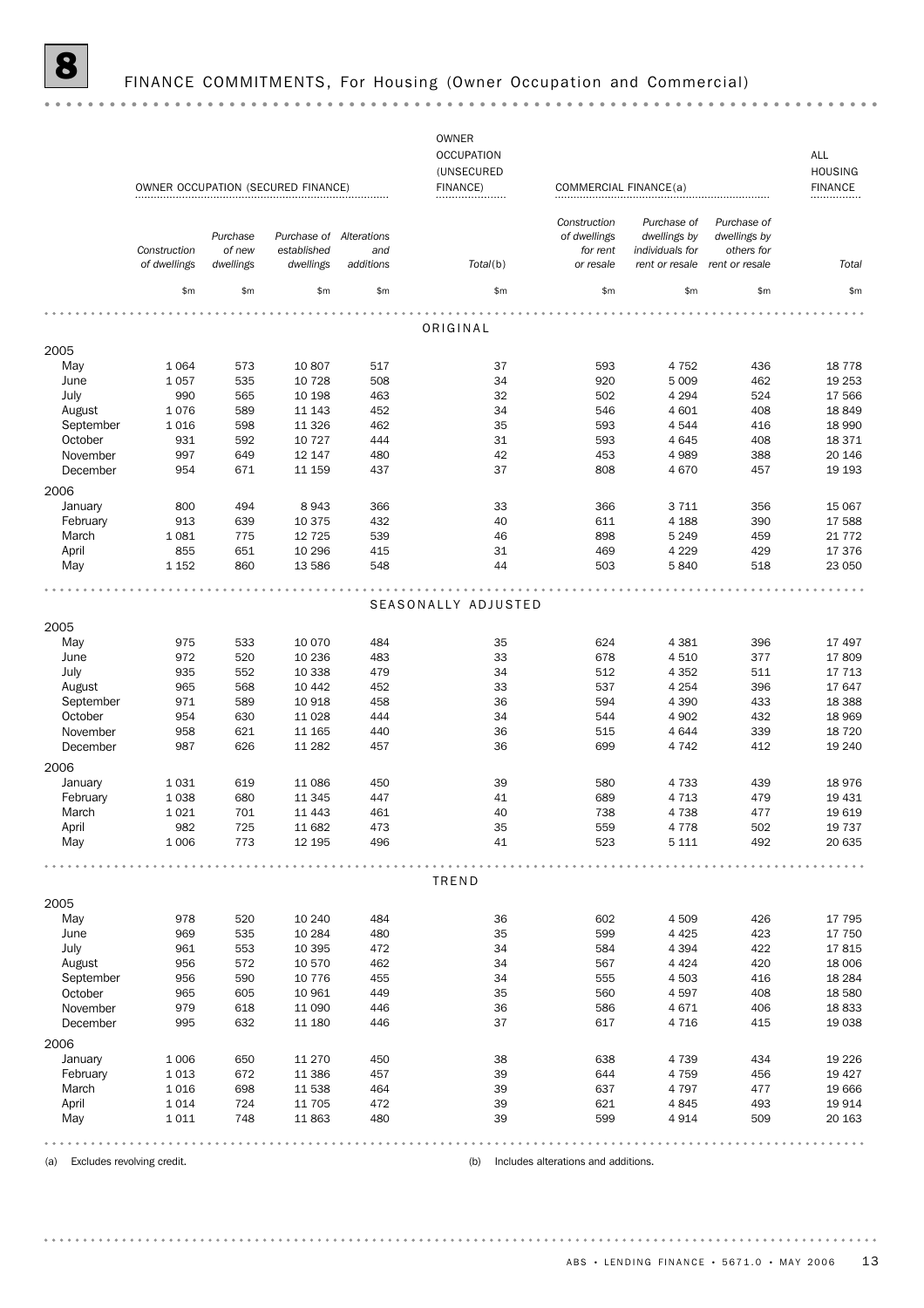# 8 FINANCE COMMITMENTS, For Housing (Owner Occupation and Commercial)

| | OWNER OCCUPATION (SECURED FINANCE) | | | | OWNER OCCUPATION (UNSECURED FINANCE) | COMMERCIAL FINANCE(a) | | | ALL HOUSING FINANCE |
|---|---|---|---|---|---|---|---|---|---|
| | *Construction of dwellings* | *Purchase of new dwellings* | *Purchase of established dwellings* | *Alterations and additions* | *Total*(b) | *Construction of dwellings for rent or resale* | *Purchase of dwellings by individuals for rent or resale* | *Purchase of dwellings by others for rent or resale* | *Total* |
| | $m | $m | $m | $m | $m | $m | $m | $m | $m |
| **ORIGINAL** | | | | | | | | | |
| **2005** | | | | | | | | | |
| May | 1 064 | 573 | 10 807 | 517 | 37 | 593 | 4 752 | 436 | 18 778 |
| June | 1 057 | 535 | 10 728 | 508 | 34 | 920 | 5 009 | 462 | 19 253 |
| July | 990 | 565 | 10 198 | 463 | 32 | 502 | 4 294 | 524 | 17 566 |
| August | 1 076 | 589 | 11 143 | 452 | 34 | 546 | 4 601 | 408 | 18 849 |
| September | 1 016 | 598 | 11 326 | 462 | 35 | 593 | 4 544 | 416 | 18 990 |
| October | 931 | 592 | 10 727 | 444 | 31 | 593 | 4 645 | 408 | 18 371 |
| November | 997 | 649 | 12 147 | 480 | 42 | 453 | 4 989 | 388 | 20 146 |
| December | 954 | 671 | 11 159 | 437 | 37 | 808 | 4 670 | 457 | 19 193 |
| **2006** | | | | | | | | | |
| January | 800 | 494 | 8 943 | 366 | 33 | 366 | 3 711 | 356 | 15 067 |
| February | 913 | 639 | 10 375 | 432 | 40 | 611 | 4 188 | 390 | 17 588 |
| March | 1 081 | 775 | 12 725 | 539 | 46 | 898 | 5 249 | 459 | 21 772 |
| April | 855 | 651 | 10 296 | 415 | 31 | 469 | 4 229 | 429 | 17 376 |
| May | 1 152 | 860 | 13 586 | 548 | 44 | 503 | 5 840 | 518 | 23 050 |
| **SEASONALLY ADJUSTED** | | | | | | | | | |
| **2005** | | | | | | | | | |
| May | 975 | 533 | 10 070 | 484 | 35 | 624 | 4 381 | 396 | 17 497 |
| June | 972 | 520 | 10 236 | 483 | 33 | 678 | 4 510 | 377 | 17 809 |
| July | 935 | 552 | 10 338 | 479 | 34 | 512 | 4 352 | 511 | 17 713 |
| August | 965 | 568 | 10 442 | 452 | 33 | 537 | 4 254 | 396 | 17 647 |
| September | 971 | 589 | 10 918 | 458 | 36 | 594 | 4 390 | 433 | 18 388 |
| October | 954 | 630 | 11 028 | 444 | 34 | 544 | 4 902 | 432 | 18 969 |
| November | 958 | 621 | 11 165 | 440 | 36 | 515 | 4 644 | 339 | 18 720 |
| December | 987 | 626 | 11 282 | 457 | 36 | 699 | 4 742 | 412 | 19 240 |
| **2006** | | | | | | | | | |
| January | 1 031 | 619 | 11 086 | 450 | 39 | 580 | 4 733 | 439 | 18 976 |
| February | 1 038 | 680 | 11 345 | 447 | 41 | 689 | 4 713 | 479 | 19 431 |
| March | 1 021 | 701 | 11 443 | 461 | 40 | 738 | 4 738 | 477 | 19 619 |
| April | 982 | 725 | 11 682 | 473 | 35 | 559 | 4 778 | 502 | 19 737 |
| May | 1 006 | 773 | 12 195 | 496 | 41 | 523 | 5 111 | 492 | 20 635 |
| **TREND** | | | | | | | | | |
| **2005** | | | | | | | | | |
| May | 978 | 520 | 10 240 | 484 | 36 | 602 | 4 509 | 426 | 17 795 |
| June | 969 | 535 | 10 284 | 480 | 35 | 599 | 4 425 | 423 | 17 750 |
| July | 961 | 553 | 10 395 | 472 | 34 | 584 | 4 394 | 422 | 17 815 |
| August | 956 | 572 | 10 570 | 462 | 34 | 567 | 4 424 | 420 | 18 006 |
| September | 956 | 590 | 10 776 | 455 | 34 | 555 | 4 503 | 416 | 18 284 |
| October | 965 | 605 | 10 961 | 449 | 35 | 560 | 4 597 | 408 | 18 580 |
| November | 979 | 618 | 11 090 | 446 | 36 | 586 | 4 671 | 406 | 18 833 |
| December | 995 | 632 | 11 180 | 446 | 37 | 617 | 4 716 | 415 | 19 038 |
| **2006** | | | | | | | | | |
| January | 1 006 | 650 | 11 270 | 450 | 38 | 638 | 4 739 | 434 | 19 226 |
| February | 1 013 | 672 | 11 386 | 457 | 39 | 644 | 4 759 | 456 | 19 427 |
| March | 1 016 | 698 | 11 538 | 464 | 39 | 637 | 4 797 | 477 | 19 666 |
| April | 1 014 | 724 | 11 705 | 472 | 39 | 621 | 4 845 | 493 | 19 914 |
| May | 1 011 | 748 | 11 863 | 480 | 39 | 599 | 4 914 | 509 | 20 163 |

(a) Excludes revolving credit.

(b) Includes alterations and additions.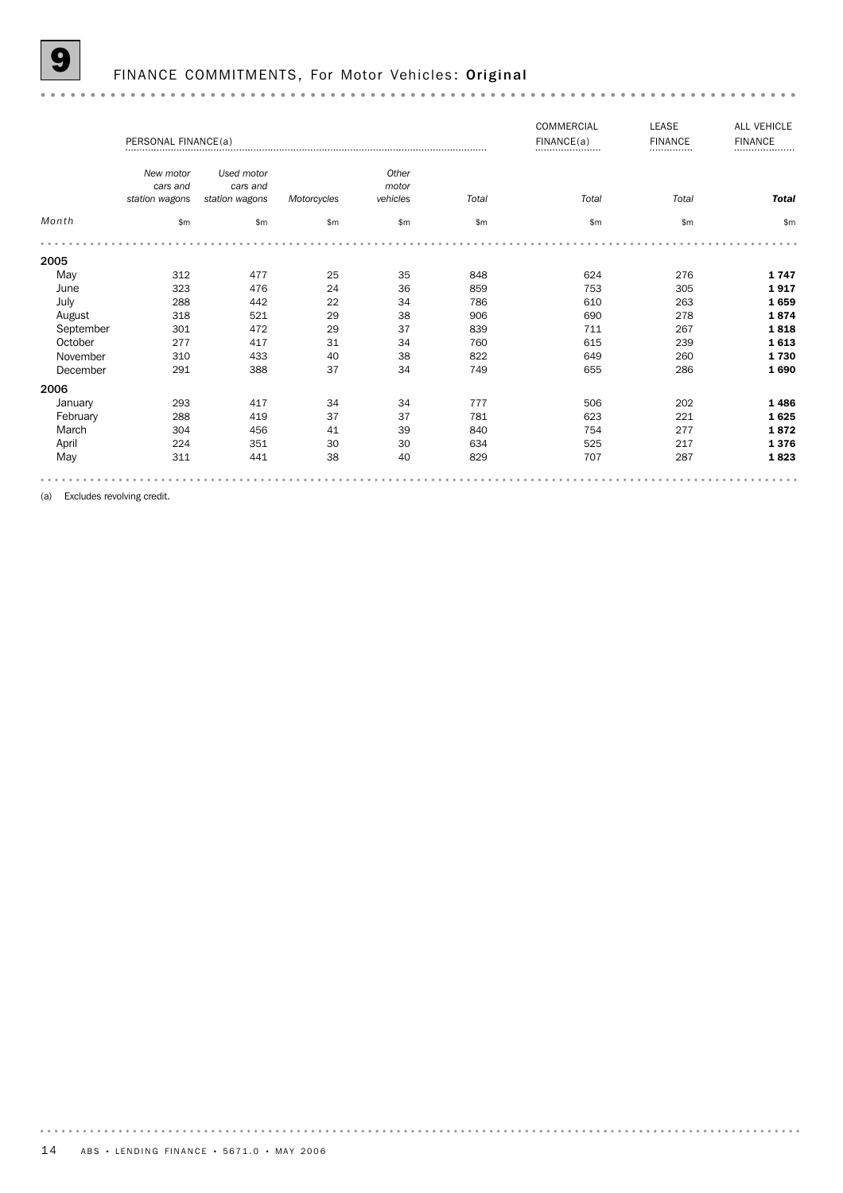# 9 FINANCE COMMITMENTS, For Motor Vehicles: **Original**

| | PERSONAL FINANCE(a) | | | | | COMMERCIAL FINANCE(a) | LEASE FINANCE | ALL VEHICLE FINANCE |
|---|---|---|---|---|---|---|---|---|
| | *New motor cars and station wagons* | *Used motor cars and station wagons* | *Motorcycles* | *Other motor vehicles* | *Total* | *Total* | *Total* | ***Total*** |
| *Month* | $m | $m | $m | $m | $m | $m | $m | $m |
| **2005** | | | | | | | | |
| May | 312 | 477 | 25 | 35 | 848 | 624 | 276 | **1 747** |
| June | 323 | 476 | 24 | 36 | 859 | 753 | 305 | **1 917** |
| July | 288 | 442 | 22 | 34 | 786 | 610 | 263 | **1 659** |
| August | 318 | 521 | 29 | 38 | 906 | 690 | 278 | **1 874** |
| September | 301 | 472 | 29 | 37 | 839 | 711 | 267 | **1 818** |
| October | 277 | 417 | 31 | 34 | 760 | 615 | 239 | **1 613** |
| November | 310 | 433 | 40 | 38 | 822 | 649 | 260 | **1 730** |
| December | 291 | 388 | 37 | 34 | 749 | 655 | 286 | **1 690** |
| **2006** | | | | | | | | |
| January | 293 | 417 | 34 | 34 | 777 | 506 | 202 | **1 486** |
| February | 288 | 419 | 37 | 37 | 781 | 623 | 221 | **1 625** |
| March | 304 | 456 | 41 | 39 | 840 | 754 | 277 | **1 872** |
| April | 224 | 351 | 30 | 30 | 634 | 525 | 217 | **1 376** |
| May | 311 | 441 | 38 | 40 | 829 | 707 | 287 | **1 823** |

(a) Excludes revolving credit.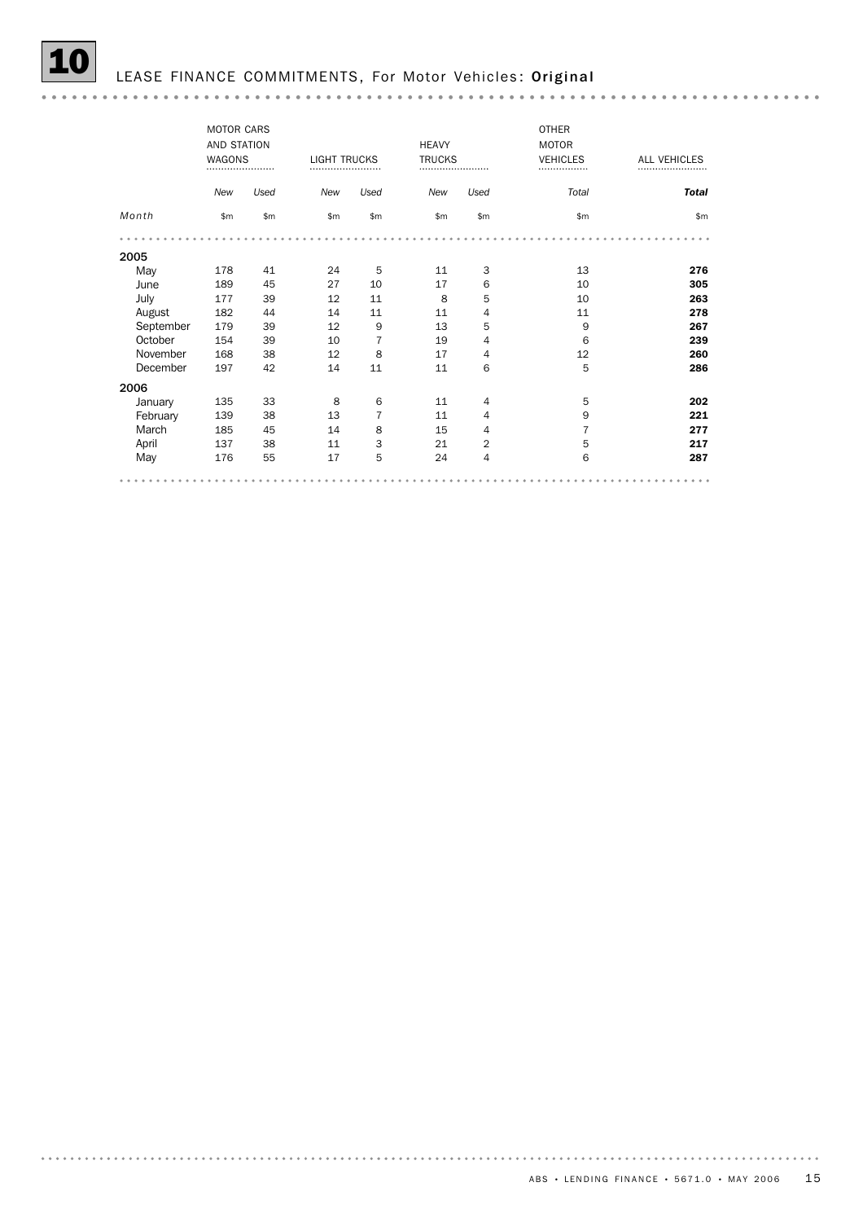# 10 LEASE FINANCE COMMITMENTS, For Motor Vehicles: **Original**

| | MOTOR CARS AND STATION WAGONS | | LIGHT TRUCKS | | HEAVY TRUCKS | | OTHER MOTOR VEHICLES | ALL VEHICLES |
|---|---|---|---|---|---|---|---|---|
| | *New* | *Used* | *New* | *Used* | *New* | *Used* | *Total* | ***Total*** |
| *Month* | $m | $m | $m | $m | $m | $m | $m | $m |
| **2005** | | | | | | | | |
| May | 178 | 41 | 24 | 5 | 11 | 3 | 13 | **276** |
| June | 189 | 45 | 27 | 10 | 17 | 6 | 10 | **305** |
| July | 177 | 39 | 12 | 11 | 8 | 5 | 10 | **263** |
| August | 182 | 44 | 14 | 11 | 11 | 4 | 11 | **278** |
| September | 179 | 39 | 12 | 9 | 13 | 5 | 9 | **267** |
| October | 154 | 39 | 10 | 7 | 19 | 4 | 6 | **239** |
| November | 168 | 38 | 12 | 8 | 17 | 4 | 12 | **260** |
| December | 197 | 42 | 14 | 11 | 11 | 6 | 5 | **286** |
| **2006** | | | | | | | | |
| January | 135 | 33 | 8 | 6 | 11 | 4 | 5 | **202** |
| February | 139 | 38 | 13 | 7 | 11 | 4 | 9 | **221** |
| March | 185 | 45 | 14 | 8 | 15 | 4 | 7 | **277** |
| April | 137 | 38 | 11 | 3 | 21 | 2 | 5 | **217** |
| May | 176 | 55 | 17 | 5 | 24 | 4 | 6 | **287** |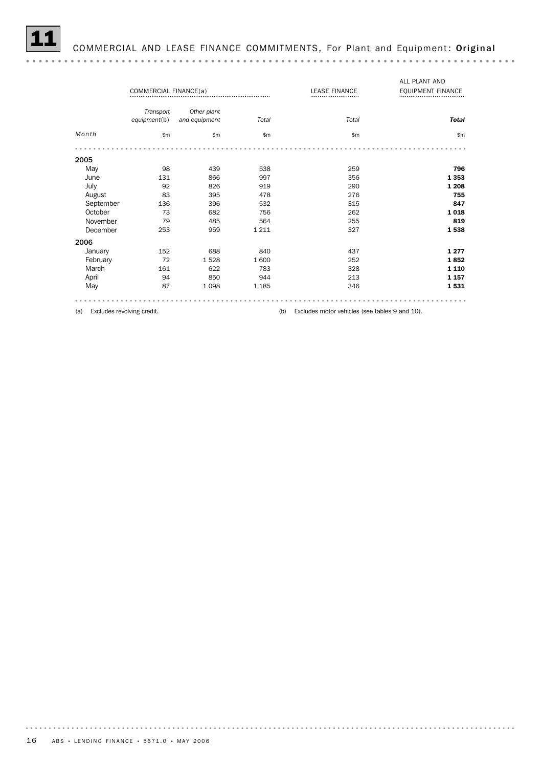# 11 COMMERCIAL AND LEASE FINANCE COMMITMENTS, For Plant and Equipment: **Original**

| | COMMERCIAL FINANCE(a) | | | LEASE FINANCE | ALL PLANT AND EQUIPMENT FINANCE |
|---|---|---|---|---|---|
| | *Transport equipment*(b) | *Other plant and equipment* | *Total* | *Total* | ***Total*** |
| *Month* | $m | $m | $m | $m | $m |
| **2005** | | | | | |
| May | 98 | 439 | 538 | 259 | **796** |
| June | 131 | 866 | 997 | 356 | **1 353** |
| July | 92 | 826 | 919 | 290 | **1 208** |
| August | 83 | 395 | 478 | 276 | **755** |
| September | 136 | 396 | 532 | 315 | **847** |
| October | 73 | 682 | 756 | 262 | **1 018** |
| November | 79 | 485 | 564 | 255 | **819** |
| December | 253 | 959 | 1 211 | 327 | **1 538** |
| **2006** | | | | | |
| January | 152 | 688 | 840 | 437 | **1 277** |
| February | 72 | 1 528 | 1 600 | 252 | **1 852** |
| March | 161 | 622 | 783 | 328 | **1 110** |
| April | 94 | 850 | 944 | 213 | **1 157** |
| May | 87 | 1 098 | 1 185 | 346 | **1 531** |

(a) Excludes revolving credit.

(b) Excludes motor vehicles (see tables 9 and 10).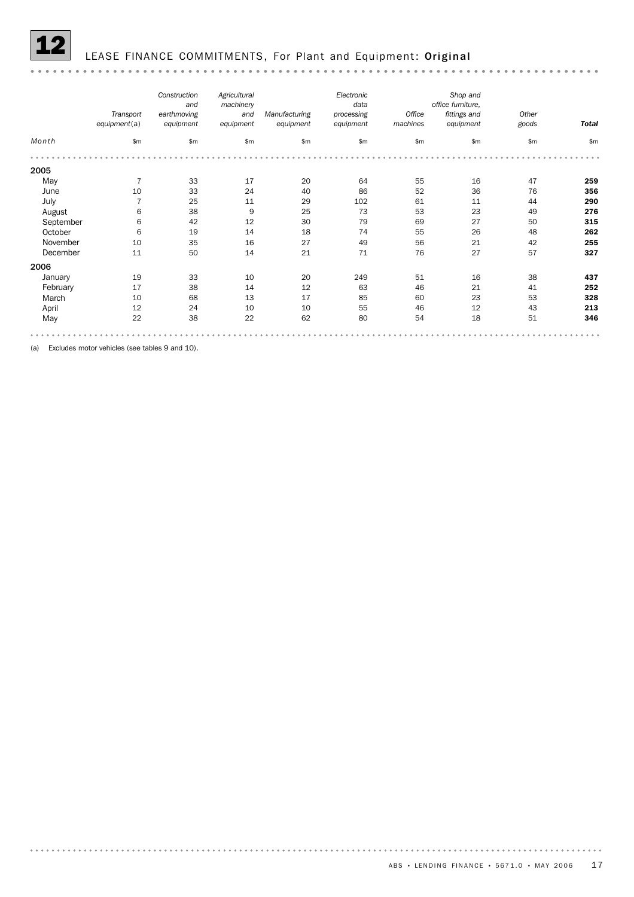## 12 LEASE FINANCE COMMITMENTS, For Plant and Equipment: **Original**

| Month | *Transport equipment*(a) | *Construction and earthmoving equipment* | *Agricultural machinery and equipment* | *Manufacturing equipment* | *Electronic data processing equipment* | *Office machines* | *Shop and office furniture, fittings and equipment* | *Other goods* | ***Total*** |
|---|---|---|---|---|---|---|---|---|---|
| | $m | $m | $m | $m | $m | $m | $m | $m | $m |
| **2005** | | | | | | | | | |
| May | 7 | 33 | 17 | 20 | 64 | 55 | 16 | 47 | **259** |
| June | 10 | 33 | 24 | 40 | 86 | 52 | 36 | 76 | **356** |
| July | 7 | 25 | 11 | 29 | 102 | 61 | 11 | 44 | **290** |
| August | 6 | 38 | 9 | 25 | 73 | 53 | 23 | 49 | **276** |
| September | 6 | 42 | 12 | 30 | 79 | 69 | 27 | 50 | **315** |
| October | 6 | 19 | 14 | 18 | 74 | 55 | 26 | 48 | **262** |
| November | 10 | 35 | 16 | 27 | 49 | 56 | 21 | 42 | **255** |
| December | 11 | 50 | 14 | 21 | 71 | 76 | 27 | 57 | **327** |
| **2006** | | | | | | | | | |
| January | 19 | 33 | 10 | 20 | 249 | 51 | 16 | 38 | **437** |
| February | 17 | 38 | 14 | 12 | 63 | 46 | 21 | 41 | **252** |
| March | 10 | 68 | 13 | 17 | 85 | 60 | 23 | 53 | **328** |
| April | 12 | 24 | 10 | 10 | 55 | 46 | 12 | 43 | **213** |
| May | 22 | 38 | 22 | 62 | 80 | 54 | 18 | 51 | **346** |

(a) Excludes motor vehicles (see tables 9 and 10).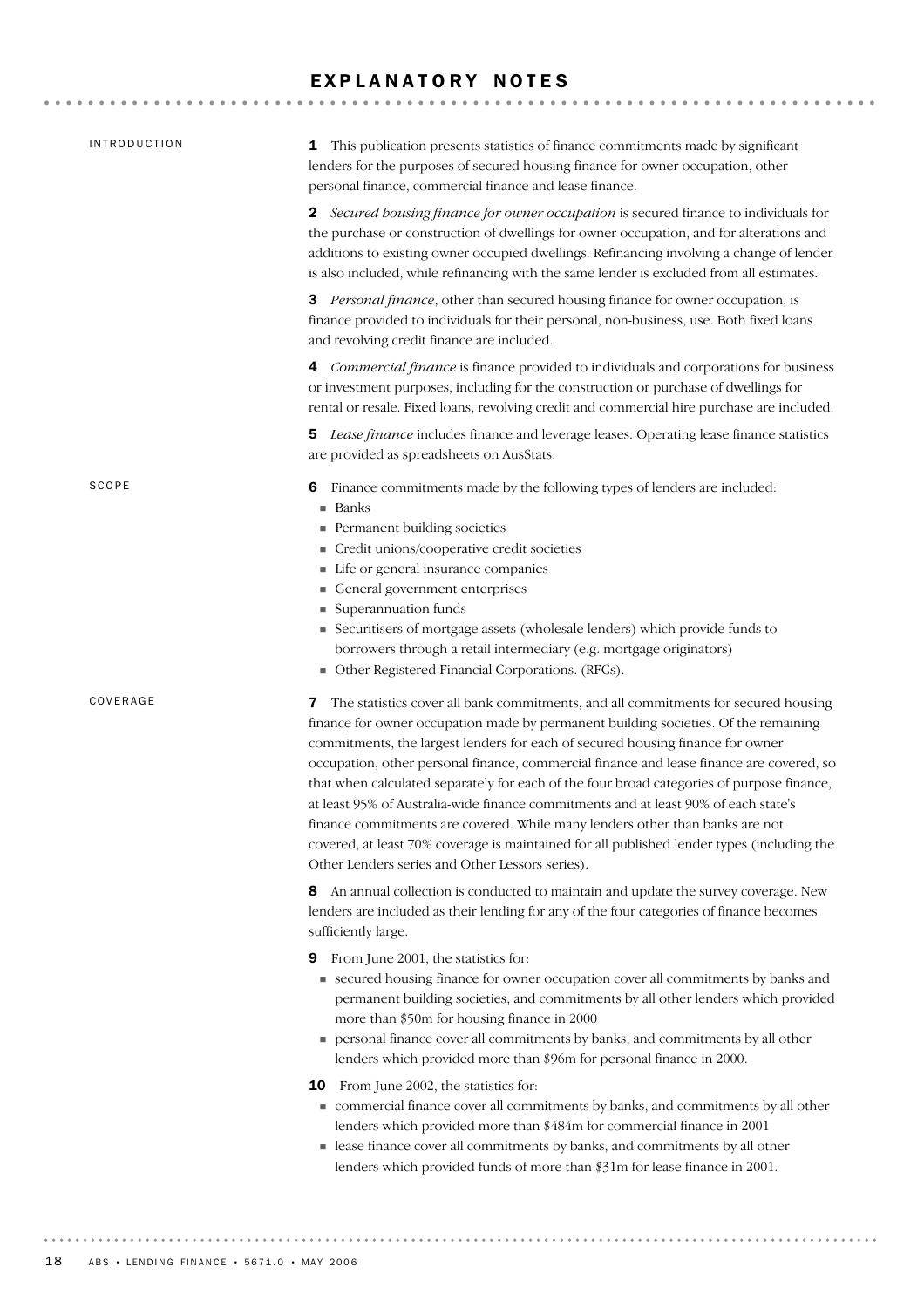# EXPLANATORY NOTES

## INTRODUCTION

**1** This publication presents statistics of finance commitments made by significant lenders for the purposes of secured housing finance for owner occupation, other personal finance, commercial finance and lease finance.

**2** *Secured housing finance for owner occupation* is secured finance to individuals for the purchase or construction of dwellings for owner occupation, and for alterations and additions to existing owner occupied dwellings. Refinancing involving a change of lender is also included, while refinancing with the same lender is excluded from all estimates.

**3** *Personal finance*, other than secured housing finance for owner occupation, is finance provided to individuals for their personal, non-business, use. Both fixed loans and revolving credit finance are included.

**4** *Commercial finance* is finance provided to individuals and corporations for business or investment purposes, including for the construction or purchase of dwellings for rental or resale. Fixed loans, revolving credit and commercial hire purchase are included.

**5** *Lease finance* includes finance and leverage leases. Operating lease finance statistics are provided as spreadsheets on AusStats.

## SCOPE

**6** Finance commitments made by the following types of lenders are included:

- Banks
- Permanent building societies
- Credit unions/cooperative credit societies
- Life or general insurance companies
- General government enterprises
- Superannuation funds
- Securitisers of mortgage assets (wholesale lenders) which provide funds to borrowers through a retail intermediary (e.g. mortgage originators)
- Other Registered Financial Corporations. (RFCs).

## COVERAGE

**7** The statistics cover all bank commitments, and all commitments for secured housing finance for owner occupation made by permanent building societies. Of the remaining commitments, the largest lenders for each of secured housing finance for owner occupation, other personal finance, commercial finance and lease finance are covered, so that when calculated separately for each of the four broad categories of purpose finance, at least 95% of Australia-wide finance commitments and at least 90% of each state's finance commitments are covered. While many lenders other than banks are not covered, at least 70% coverage is maintained for all published lender types (including the Other Lenders series and Other Lessors series).

**8** An annual collection is conducted to maintain and update the survey coverage. New lenders are included as their lending for any of the four categories of finance becomes sufficiently large.

**9** From June 2001, the statistics for:

- secured housing finance for owner occupation cover all commitments by banks and permanent building societies, and commitments by all other lenders which provided more than $50m for housing finance in 2000
- personal finance cover all commitments by banks, and commitments by all other lenders which provided more than $96m for personal finance in 2000.

**10** From June 2002, the statistics for:

- commercial finance cover all commitments by banks, and commitments by all other lenders which provided more than $484m for commercial finance in 2001
- lease finance cover all commitments by banks, and commitments by all other lenders which provided funds of more than $31m for lease finance in 2001.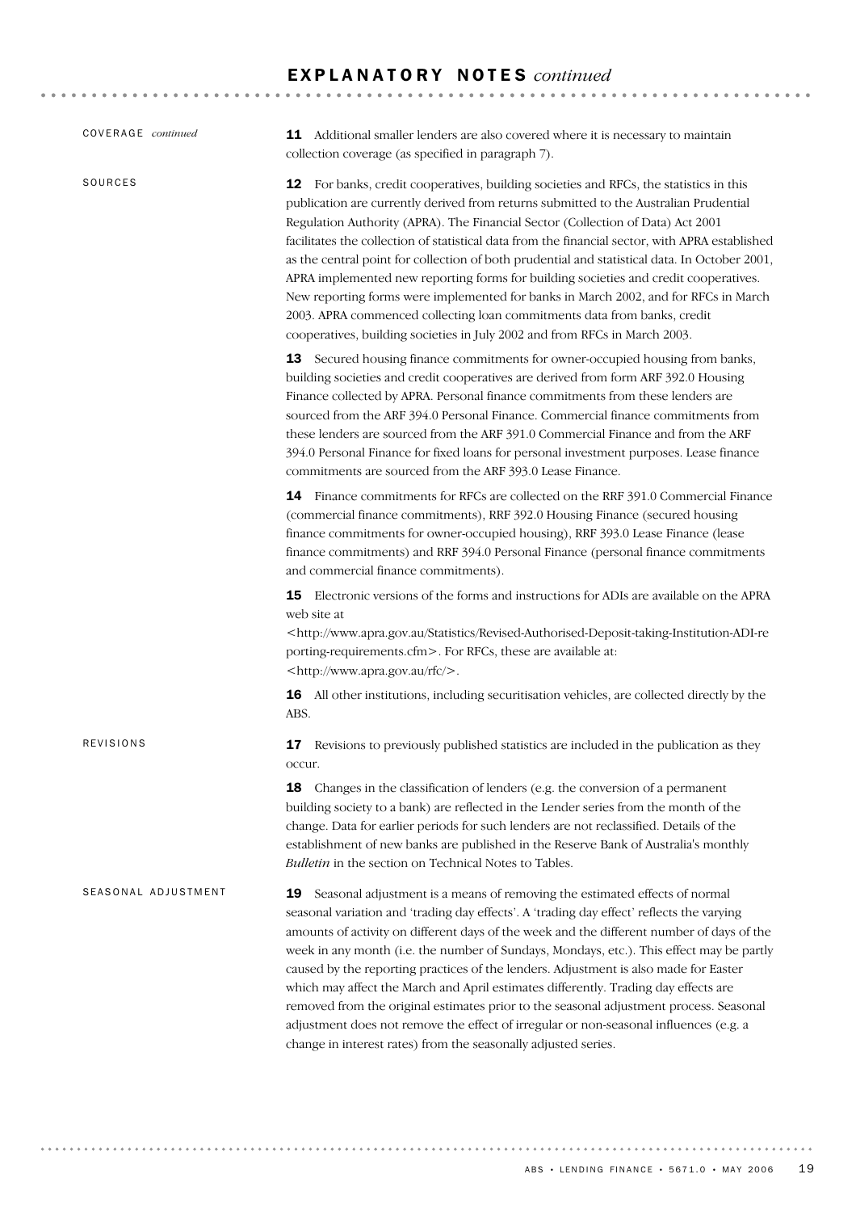# EXPLANATORY NOTES *continued*

### COVERAGE *continued*

**11** Additional smaller lenders are also covered where it is necessary to maintain collection coverage (as specified in paragraph 7).

### SOURCES

**12** For banks, credit cooperatives, building societies and RFCs, the statistics in this publication are currently derived from returns submitted to the Australian Prudential Regulation Authority (APRA). The Financial Sector (Collection of Data) Act 2001 facilitates the collection of statistical data from the financial sector, with APRA established as the central point for collection of both prudential and statistical data. In October 2001, APRA implemented new reporting forms for building societies and credit cooperatives. New reporting forms were implemented for banks in March 2002, and for RFCs in March 2003. APRA commenced collecting loan commitments data from banks, credit cooperatives, building societies in July 2002 and from RFCs in March 2003.

**13** Secured housing finance commitments for owner-occupied housing from banks, building societies and credit cooperatives are derived from form ARF 392.0 Housing Finance collected by APRA. Personal finance commitments from these lenders are sourced from the ARF 394.0 Personal Finance. Commercial finance commitments from these lenders are sourced from the ARF 391.0 Commercial Finance and from the ARF 394.0 Personal Finance for fixed loans for personal investment purposes. Lease finance commitments are sourced from the ARF 393.0 Lease Finance.

**14** Finance commitments for RFCs are collected on the RRF 391.0 Commercial Finance (commercial finance commitments), RRF 392.0 Housing Finance (secured housing finance commitments for owner-occupied housing), RRF 393.0 Lease Finance (lease finance commitments) and RRF 394.0 Personal Finance (personal finance commitments and commercial finance commitments).

**15** Electronic versions of the forms and instructions for ADIs are available on the APRA web site at <http://www.apra.gov.au/Statistics/Revised-Authorised-Deposit-taking-Institution-ADI-reporting-requirements.cfm>. For RFCs, these are available at: <http://www.apra.gov.au/rfc/>.

**16** All other institutions, including securitisation vehicles, are collected directly by the ABS.

### REVISIONS

**17** Revisions to previously published statistics are included in the publication as they occur.

**18** Changes in the classification of lenders (e.g. the conversion of a permanent building society to a bank) are reflected in the Lender series from the month of the change. Data for earlier periods for such lenders are not reclassified. Details of the establishment of new banks are published in the Reserve Bank of Australia's monthly *Bulletin* in the section on Technical Notes to Tables.

### SEASONAL ADJUSTMENT

**19** Seasonal adjustment is a means of removing the estimated effects of normal seasonal variation and 'trading day effects'. A 'trading day effect' reflects the varying amounts of activity on different days of the week and the different number of days of the week in any month (i.e. the number of Sundays, Mondays, etc.). This effect may be partly caused by the reporting practices of the lenders. Adjustment is also made for Easter which may affect the March and April estimates differently. Trading day effects are removed from the original estimates prior to the seasonal adjustment process. Seasonal adjustment does not remove the effect of irregular or non-seasonal influences (e.g. a change in interest rates) from the seasonally adjusted series.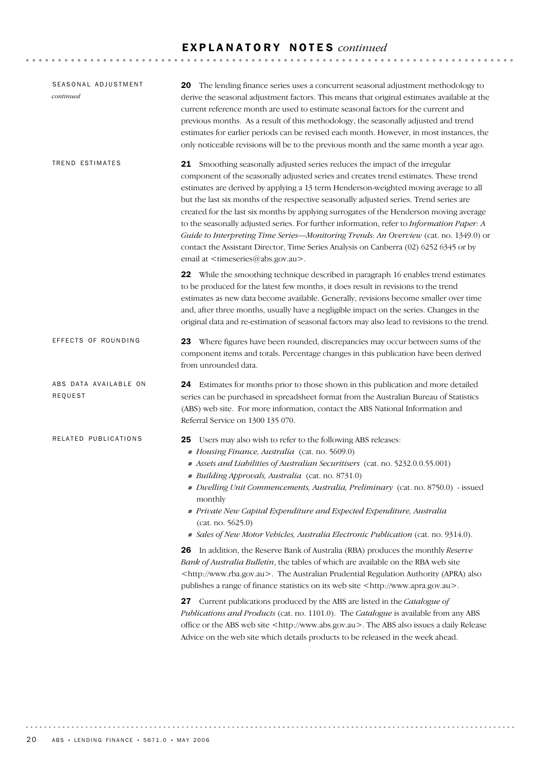## EXPLANATORY NOTES *continued*

### SEASONAL ADJUSTMENT *continued*

**20** The lending finance series uses a concurrent seasonal adjustment methodology to derive the seasonal adjustment factors. This means that original estimates available at the current reference month are used to estimate seasonal factors for the current and previous months. As a result of this methodology, the seasonally adjusted and trend estimates for earlier periods can be revised each month. However, in most instances, the only noticeable revisions will be to the previous month and the same month a year ago.

### TREND ESTIMATES

**21** Smoothing seasonally adjusted series reduces the impact of the irregular component of the seasonally adjusted series and creates trend estimates. These trend estimates are derived by applying a 13 term Henderson-weighted moving average to all but the last six months of the respective seasonally adjusted series. Trend series are created for the last six months by applying surrogates of the Henderson moving average to the seasonally adjusted series. For further information, refer to *Information Paper: A Guide to Interpreting Time Series—Monitoring Trends: An Overview* (cat. no. 1349.0) or contact the Assistant Director, Time Series Analysis on Canberra (02) 6252 6345 or by email at <timeseries@abs.gov.au>.

**22** While the smoothing technique described in paragraph 16 enables trend estimates to be produced for the latest few months, it does result in revisions to the trend estimates as new data become available. Generally, revisions become smaller over time and, after three months, usually have a negligible impact on the series. Changes in the original data and re-estimation of seasonal factors may also lead to revisions to the trend.

### EFFECTS OF ROUNDING

**23** Where figures have been rounded, discrepancies may occur between sums of the component items and totals. Percentage changes in this publication have been derived from unrounded data.

### ABS DATA AVAILABLE ON REQUEST

**24** Estimates for months prior to those shown in this publication and more detailed series can be purchased in spreadsheet format from the Australian Bureau of Statistics (ABS) web site. For more information, contact the ABS National Information and Referral Service on 1300 135 070.

### RELATED PUBLICATIONS

**25** Users may also wish to refer to the following ABS releases:

- *Housing Finance, Australia* (cat. no. 5609.0)
- *Assets and Liabilities of Australian Securitisers* (cat. no. 5232.0.0.55.001)
- *Building Approvals, Australia* (cat. no. 8731.0)
- *Dwelling Unit Commencements, Australia, Preliminary* (cat. no. 8750.0) - issued monthly
- *Private New Capital Expenditure and Expected Expenditure, Australia* (cat. no. 5625.0)
- *Sales of New Motor Vehicles, Australia Electronic Publication* (cat. no. 9314.0).

**26** In addition, the Reserve Bank of Australia (RBA) produces the monthly *Reserve Bank of Australia Bulletin*, the tables of which are available on the RBA web site <http://www.rba.gov.au>. The Australian Prudential Regulation Authority (APRA) also publishes a range of finance statistics on its web site <http://www.apra.gov.au>.

**27** Current publications produced by the ABS are listed in the *Catalogue of Publications and Products* (cat. no. 1101.0). The *Catalogue* is available from any ABS office or the ABS web site <http://www.abs.gov.au>. The ABS also issues a daily Release Advice on the web site which details products to be released in the week ahead.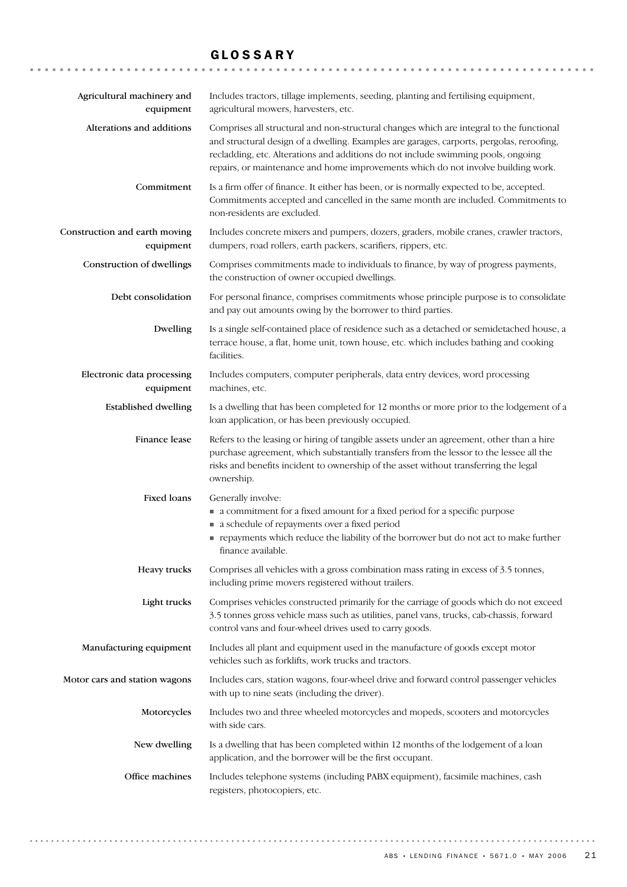# GLOSSARY

**Agricultural machinery and equipment**
Includes tractors, tillage implements, seeding, planting and fertilising equipment, agricultural mowers, harvesters, etc.

**Alterations and additions**
Comprises all structural and non-structural changes which are integral to the functional and structural design of a dwelling. Examples are garages, carports, pergolas, reroofing, recladding, etc. Alterations and additions do not include swimming pools, ongoing repairs, or maintenance and home improvements which do not involve building work.

**Commitment**
Is a firm offer of finance. It either has been, or is normally expected to be, accepted. Commitments accepted and cancelled in the same month are included. Commitments to non-residents are excluded.

**Construction and earth moving equipment**
Includes concrete mixers and pumpers, dozers, graders, mobile cranes, crawler tractors, dumpers, road rollers, earth packers, scarifiers, rippers, etc.

**Construction of dwellings**
Comprises commitments made to individuals to finance, by way of progress payments, the construction of owner occupied dwellings.

**Debt consolidation**
For personal finance, comprises commitments whose principle purpose is to consolidate and pay out amounts owing by the borrower to third parties.

**Dwelling**
Is a single self-contained place of residence such as a detached or semidetached house, a terrace house, a flat, home unit, town house, etc. which includes bathing and cooking facilities.

**Electronic data processing equipment**
Includes computers, computer peripherals, data entry devices, word processing machines, etc.

**Established dwelling**
Is a dwelling that has been completed for 12 months or more prior to the lodgement of a loan application, or has been previously occupied.

**Finance lease**
Refers to the leasing or hiring of tangible assets under an agreement, other than a hire purchase agreement, which substantially transfers from the lessor to the lessee all the risks and benefits incident to ownership of the asset without transferring the legal ownership.

**Fixed loans**
Generally involve:

- a commitment for a fixed amount for a fixed period for a specific purpose
- a schedule of repayments over a fixed period
- repayments which reduce the liability of the borrower but do not act to make further finance available.

**Heavy trucks**
Comprises all vehicles with a gross combination mass rating in excess of 3.5 tonnes, including prime movers registered without trailers.

**Light trucks**
Comprises vehicles constructed primarily for the carriage of goods which do not exceed 3.5 tonnes gross vehicle mass such as utilities, panel vans, trucks, cab-chassis, forward control vans and four-wheel drives used to carry goods.

**Manufacturing equipment**
Includes all plant and equipment used in the manufacture of goods except motor vehicles such as forklifts, work trucks and tractors.

**Motor cars and station wagons**
Includes cars, station wagons, four-wheel drive and forward control passenger vehicles with up to nine seats (including the driver).

**Motorcycles**
Includes two and three wheeled motorcycles and mopeds, scooters and motorcycles with side cars.

**New dwelling**
Is a dwelling that has been completed within 12 months of the lodgement of a loan application, and the borrower will be the first occupant.

**Office machines**
Includes telephone systems (including PABX equipment), facsimile machines, cash registers, photocopiers, etc.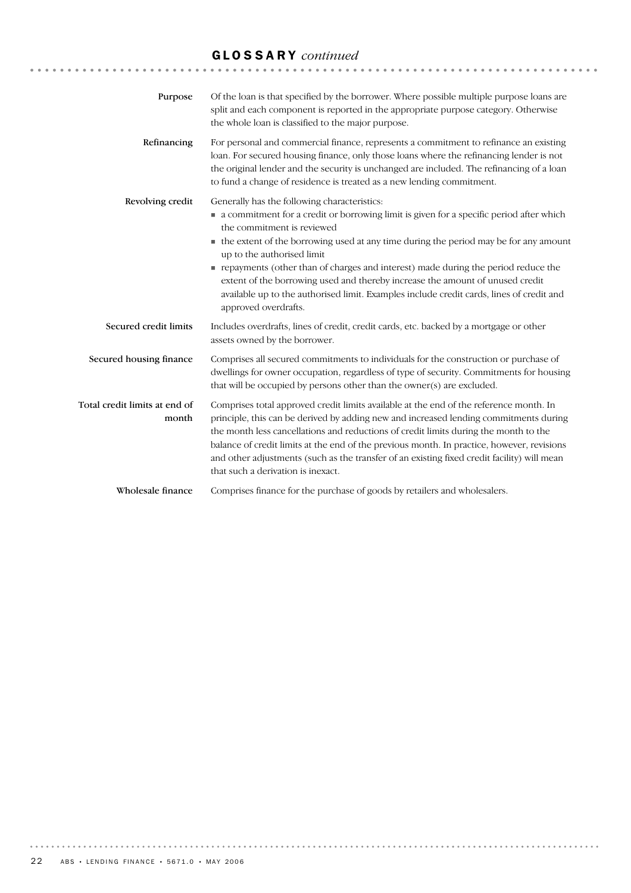## GLOSSARY *continued*

**Purpose**

Of the loan is that specified by the borrower. Where possible multiple purpose loans are split and each component is reported in the appropriate purpose category. Otherwise the whole loan is classified to the major purpose.

**Refinancing**

For personal and commercial finance, represents a commitment to refinance an existing loan. For secured housing finance, only those loans where the refinancing lender is not the original lender and the security is unchanged are included. The refinancing of a loan to fund a change of residence is treated as a new lending commitment.

**Revolving credit**

Generally has the following characteristics:

- a commitment for a credit or borrowing limit is given for a specific period after which the commitment is reviewed
- the extent of the borrowing used at any time during the period may be for any amount up to the authorised limit
- repayments (other than of charges and interest) made during the period reduce the extent of the borrowing used and thereby increase the amount of unused credit available up to the authorised limit. Examples include credit cards, lines of credit and approved overdrafts.

**Secured credit limits**

Includes overdrafts, lines of credit, credit cards, etc. backed by a mortgage or other assets owned by the borrower.

**Secured housing finance**

Comprises all secured commitments to individuals for the construction or purchase of dwellings for owner occupation, regardless of type of security. Commitments for housing that will be occupied by persons other than the owner(s) are excluded.

**Total credit limits at end of month**

Comprises total approved credit limits available at the end of the reference month. In principle, this can be derived by adding new and increased lending commitments during the month less cancellations and reductions of credit limits during the month to the balance of credit limits at the end of the previous month. In practice, however, revisions and other adjustments (such as the transfer of an existing fixed credit facility) will mean that such a derivation is inexact.

**Wholesale finance**

Comprises finance for the purchase of goods by retailers and wholesalers.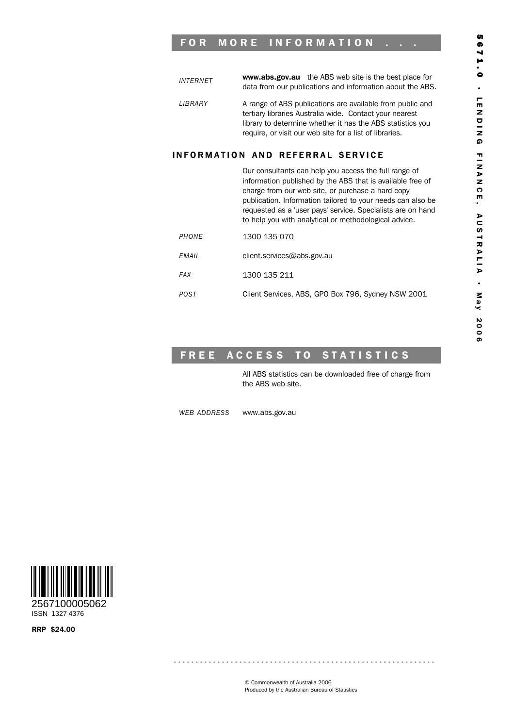## FOR MORE INFORMATION . . .

*INTERNET* **www.abs.gov.au** the ABS web site is the best place for data from our publications and information about the ABS.

*LIBRARY* A range of ABS publications are available from public and tertiary libraries Australia wide. Contact your nearest library to determine whether it has the ABS statistics you require, or visit our web site for a list of libraries.

### INFORMATION AND REFERRAL SERVICE

Our consultants can help you access the full range of information published by the ABS that is available free of charge from our web site, or purchase a hard copy publication. Information tailored to your needs can also be requested as a 'user pays' service. Specialists are on hand to help you with analytical or methodological advice.

*PHONE* 1300 135 070

*EMAIL* client.services@abs.gov.au

*FAX* 1300 135 211

*POST* Client Services, ABS, GPO Box 796, Sydney NSW 2001

## FREE ACCESS TO STATISTICS

All ABS statistics can be downloaded free of charge from the ABS web site.

*WEB ADDRESS* www.abs.gov.au

2567100005062

ISSN 1327 4376

**RRP $24.00**

© Commonwealth of Australia 2006

Produced by the Australian Bureau of Statistics